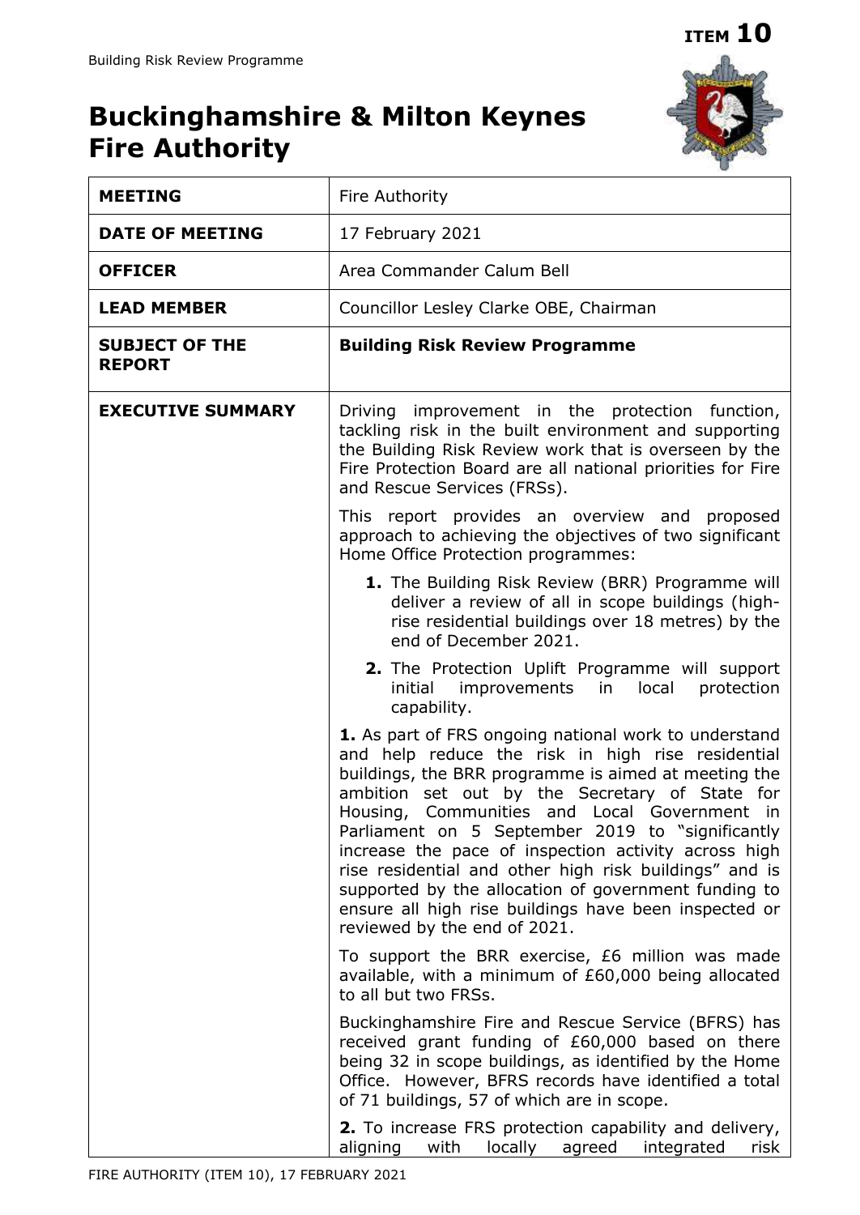**ITEM 10**

# Buckinghamshire & Milton Keynes Fire Authority

| | |
|---|---|
| **MEETING** | Fire Authority |
| **DATE OF MEETING** | 17 February 2021 |
| **OFFICER** | Area Commander Calum Bell |
| **LEAD MEMBER** | Councillor Lesley Clarke OBE, Chairman |
| **SUBJECT OF THE REPORT** | **Building Risk Review Programme** |
| **EXECUTIVE SUMMARY** | Driving improvement in the protection function, tackling risk in the built environment and supporting the Building Risk Review work that is overseen by the Fire Protection Board are all national priorities for Fire and Rescue Services (FRSs).<br><br>This report provides an overview and proposed approach to achieving the objectives of two significant Home Office Protection programmes:<br><br>**1.** The Building Risk Review (BRR) Programme will deliver a review of all in scope buildings (high-rise residential buildings over 18 metres) by the end of December 2021.<br><br>**2.** The Protection Uplift Programme will support initial improvements in local protection capability.<br><br>**1.** As part of FRS ongoing national work to understand and help reduce the risk in high rise residential buildings, the BRR programme is aimed at meeting the ambition set out by the Secretary of State for Housing, Communities and Local Government in Parliament on 5 September 2019 to "significantly increase the pace of inspection activity across high rise residential and other high risk buildings" and is supported by the allocation of government funding to ensure all high rise buildings have been inspected or reviewed by the end of 2021.<br><br>To support the BRR exercise, £6 million was made available, with a minimum of £60,000 being allocated to all but two FRSs.<br><br>Buckinghamshire Fire and Rescue Service (BFRS) has received grant funding of £60,000 based on there being 32 in scope buildings, as identified by the Home Office. However, BFRS records have identified a total of 71 buildings, 57 of which are in scope.<br><br>**2.** To increase FRS protection capability and delivery, aligning with locally agreed integrated risk |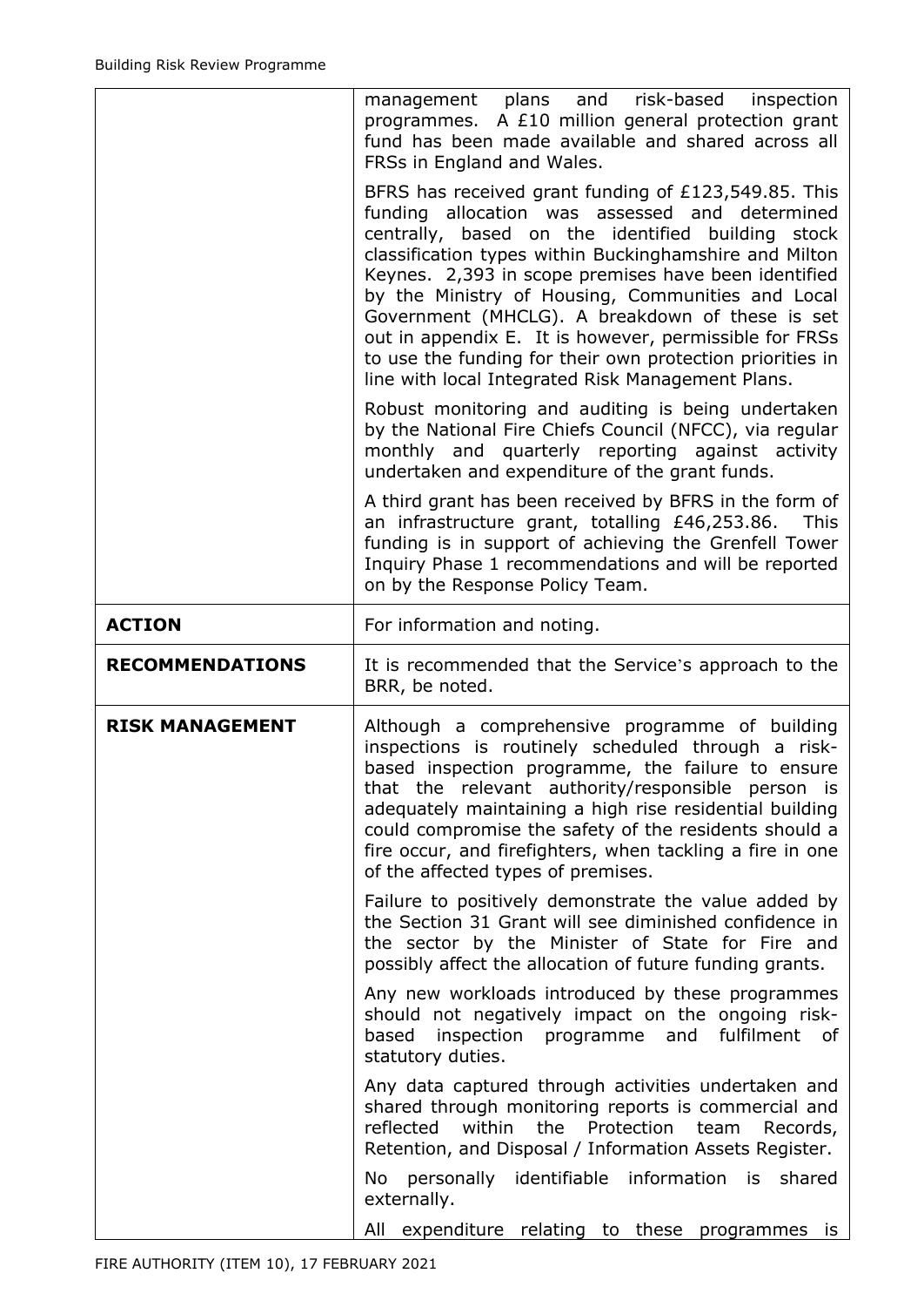| | |
|---|---|
| | management plans and risk-based inspection programmes. A £10 million general protection grant fund has been made available and shared across all FRSs in England and Wales.<br><br>BFRS has received grant funding of £123,549.85. This funding allocation was assessed and determined centrally, based on the identified building stock classification types within Buckinghamshire and Milton Keynes. 2,393 in scope premises have been identified by the Ministry of Housing, Communities and Local Government (MHCLG). A breakdown of these is set out in appendix E. It is however, permissible for FRSs to use the funding for their own protection priorities in line with local Integrated Risk Management Plans.<br><br>Robust monitoring and auditing is being undertaken by the National Fire Chiefs Council (NFCC), via regular monthly and quarterly reporting against activity undertaken and expenditure of the grant funds.<br><br>A third grant has been received by BFRS in the form of an infrastructure grant, totalling £46,253.86. This funding is in support of achieving the Grenfell Tower Inquiry Phase 1 recommendations and will be reported on by the Response Policy Team. |
| **ACTION** | For information and noting. |
| **RECOMMENDATIONS** | It is recommended that the Service's approach to the BRR, be noted. |
| **RISK MANAGEMENT** | Although a comprehensive programme of building inspections is routinely scheduled through a risk-based inspection programme, the failure to ensure that the relevant authority/responsible person is adequately maintaining a high rise residential building could compromise the safety of the residents should a fire occur, and firefighters, when tackling a fire in one of the affected types of premises.<br><br>Failure to positively demonstrate the value added by the Section 31 Grant will see diminished confidence in the sector by the Minister of State for Fire and possibly affect the allocation of future funding grants.<br><br>Any new workloads introduced by these programmes should not negatively impact on the ongoing risk-based inspection programme and fulfilment of statutory duties.<br><br>Any data captured through activities undertaken and shared through monitoring reports is commercial and reflected within the Protection team Records, Retention, and Disposal / Information Assets Register.<br><br>No personally identifiable information is shared externally.<br><br>All expenditure relating to these programmes is |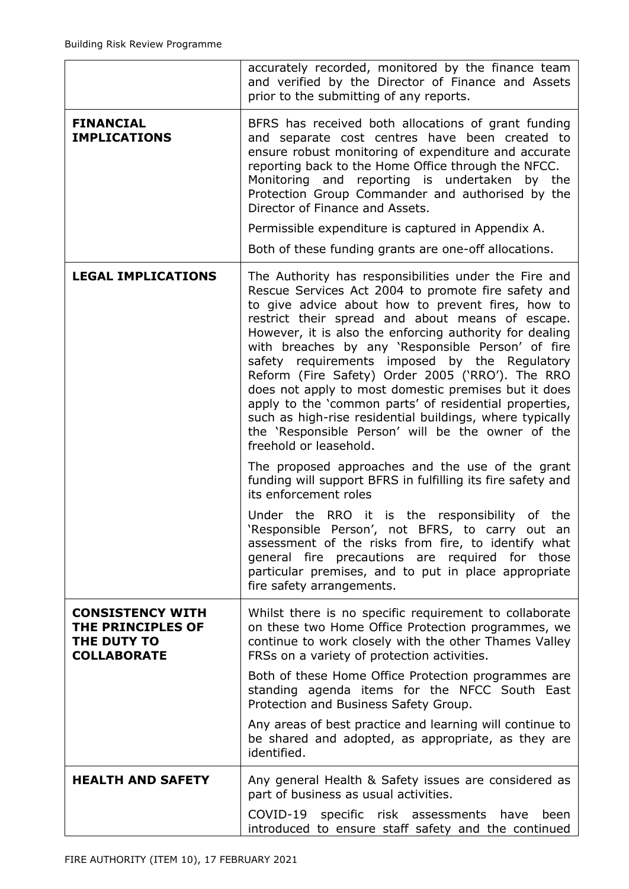| | |
|---|---|
| | accurately recorded, monitored by the finance team and verified by the Director of Finance and Assets prior to the submitting of any reports. |
| **FINANCIAL IMPLICATIONS** | BFRS has received both allocations of grant funding and separate cost centres have been created to ensure robust monitoring of expenditure and accurate reporting back to the Home Office through the NFCC. Monitoring and reporting is undertaken by the Protection Group Commander and authorised by the Director of Finance and Assets.<br><br>Permissible expenditure is captured in Appendix A.<br><br>Both of these funding grants are one-off allocations. |
| **LEGAL IMPLICATIONS** | The Authority has responsibilities under the Fire and Rescue Services Act 2004 to promote fire safety and to give advice about how to prevent fires, how to restrict their spread and about means of escape. However, it is also the enforcing authority for dealing with breaches by any 'Responsible Person' of fire safety requirements imposed by the Regulatory Reform (Fire Safety) Order 2005 ('RRO'). The RRO does not apply to most domestic premises but it does apply to the 'common parts' of residential properties, such as high-rise residential buildings, where typically the 'Responsible Person' will be the owner of the freehold or leasehold.<br><br>The proposed approaches and the use of the grant funding will support BFRS in fulfilling its fire safety and its enforcement roles<br><br>Under the RRO it is the responsibility of the 'Responsible Person', not BFRS, to carry out an assessment of the risks from fire, to identify what general fire precautions are required for those particular premises, and to put in place appropriate fire safety arrangements. |
| **CONSISTENCY WITH THE PRINCIPLES OF THE DUTY TO COLLABORATE** | Whilst there is no specific requirement to collaborate on these two Home Office Protection programmes, we continue to work closely with the other Thames Valley FRSs on a variety of protection activities.<br><br>Both of these Home Office Protection programmes are standing agenda items for the NFCC South East Protection and Business Safety Group.<br><br>Any areas of best practice and learning will continue to be shared and adopted, as appropriate, as they are identified. |
| **HEALTH AND SAFETY** | Any general Health & Safety issues are considered as part of business as usual activities.<br><br>COVID-19 specific risk assessments have been introduced to ensure staff safety and the continued |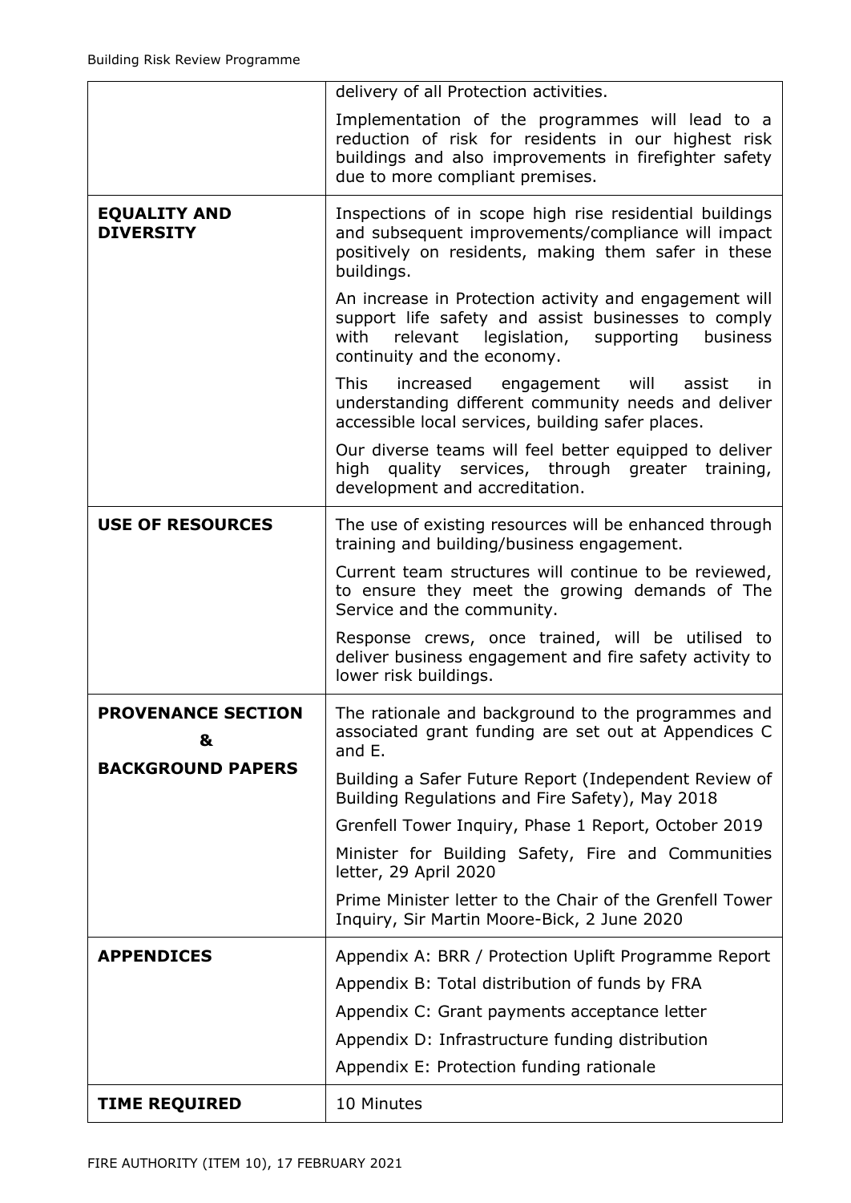| | |
|---|---|
| | delivery of all Protection activities.<br><br>Implementation of the programmes will lead to a reduction of risk for residents in our highest risk buildings and also improvements in firefighter safety due to more compliant premises. |
| **EQUALITY AND DIVERSITY** | Inspections of in scope high rise residential buildings and subsequent improvements/compliance will impact positively on residents, making them safer in these buildings.<br><br>An increase in Protection activity and engagement will support life safety and assist businesses to comply with relevant legislation, supporting business continuity and the economy.<br><br>This increased engagement will assist in understanding different community needs and deliver accessible local services, building safer places.<br><br>Our diverse teams will feel better equipped to deliver high quality services, through greater training, development and accreditation. |
| **USE OF RESOURCES** | The use of existing resources will be enhanced through training and building/business engagement.<br><br>Current team structures will continue to be reviewed, to ensure they meet the growing demands of The Service and the community.<br><br>Response crews, once trained, will be utilised to deliver business engagement and fire safety activity to lower risk buildings. |
| **PROVENANCE SECTION &amp; BACKGROUND PAPERS** | The rationale and background to the programmes and associated grant funding are set out at Appendices C and E.<br><br>Building a Safer Future Report (Independent Review of Building Regulations and Fire Safety), May 2018<br><br>Grenfell Tower Inquiry, Phase 1 Report, October 2019<br><br>Minister for Building Safety, Fire and Communities letter, 29 April 2020<br><br>Prime Minister letter to the Chair of the Grenfell Tower Inquiry, Sir Martin Moore-Bick, 2 June 2020 |
| **APPENDICES** | Appendix A: BRR / Protection Uplift Programme Report<br><br>Appendix B: Total distribution of funds by FRA<br><br>Appendix C: Grant payments acceptance letter<br><br>Appendix D: Infrastructure funding distribution<br><br>Appendix E: Protection funding rationale |
| **TIME REQUIRED** | 10 Minutes |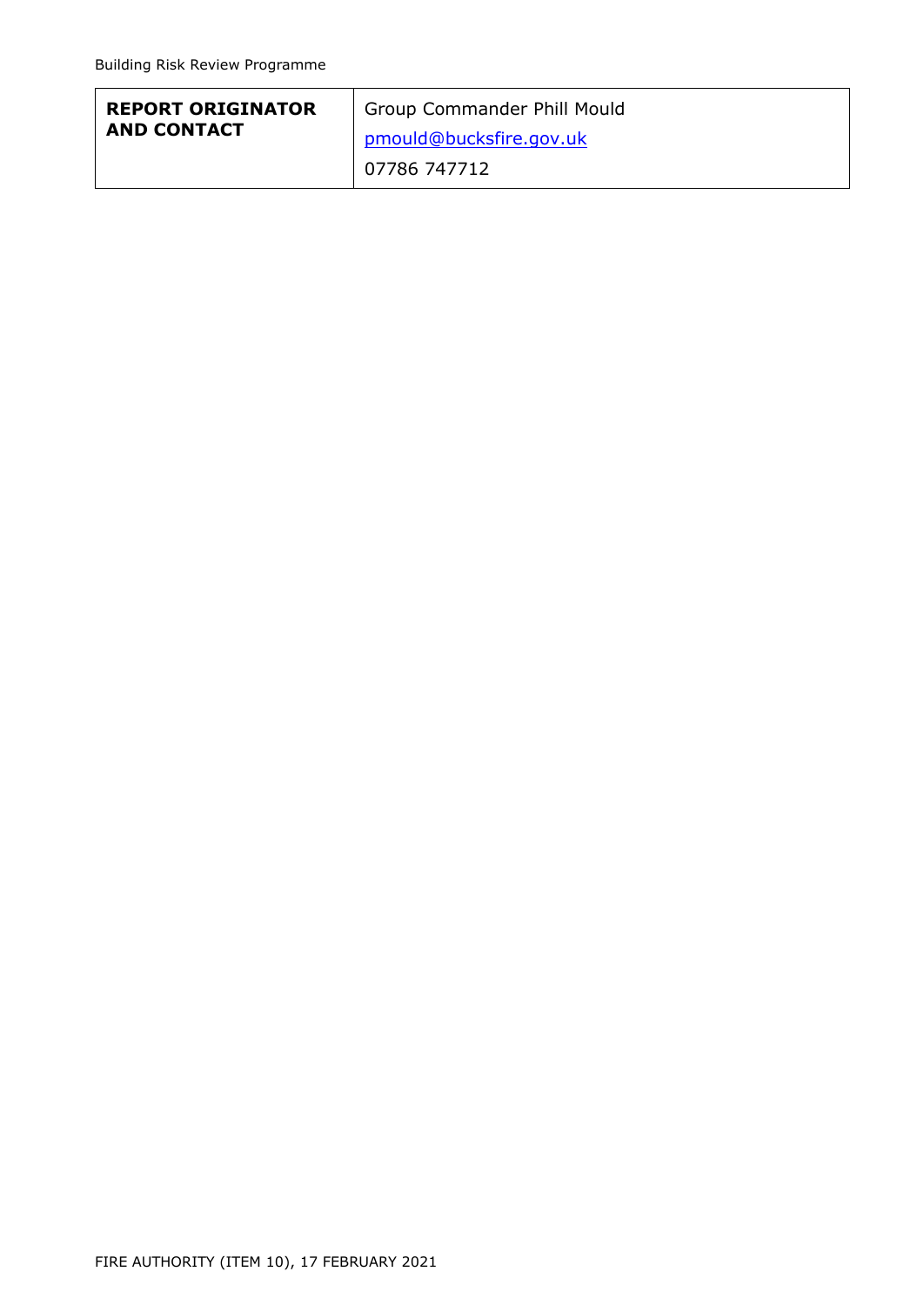| **REPORT ORIGINATOR AND CONTACT** | Group Commander Phill Mould<br>pmould@bucksfire.gov.uk<br>07786 747712 |
|---|---|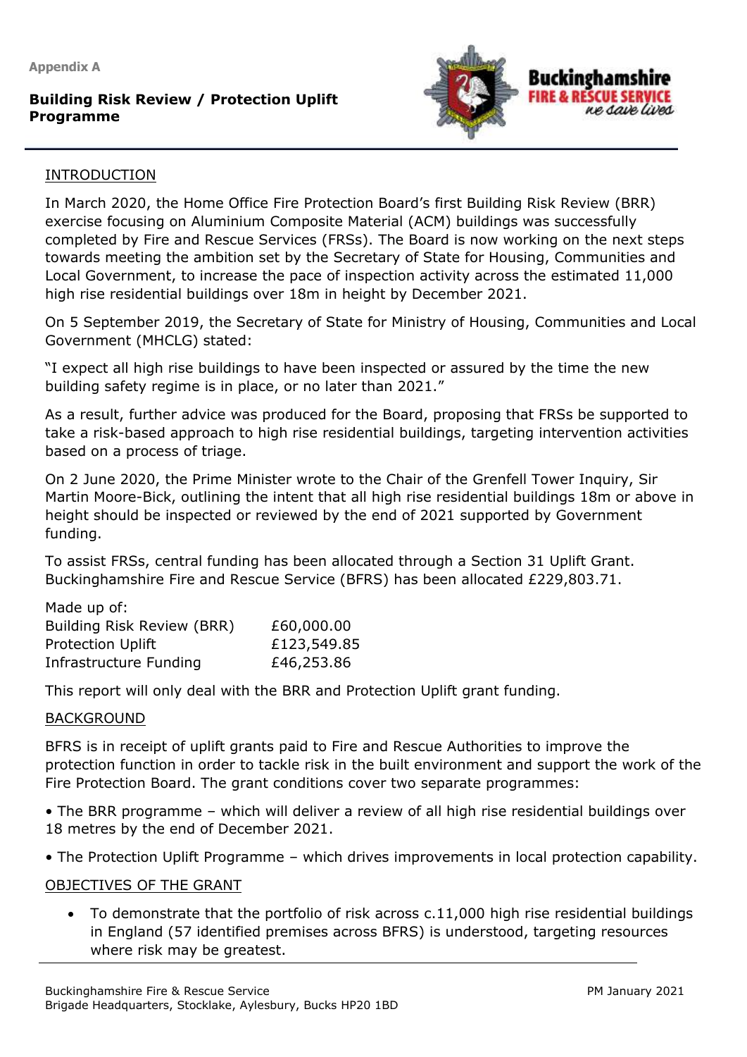Appendix A

**Building Risk Review / Protection Uplift Programme**

## INTRODUCTION

In March 2020, the Home Office Fire Protection Board's first Building Risk Review (BRR) exercise focusing on Aluminium Composite Material (ACM) buildings was successfully completed by Fire and Rescue Services (FRSs). The Board is now working on the next steps towards meeting the ambition set by the Secretary of State for Housing, Communities and Local Government, to increase the pace of inspection activity across the estimated 11,000 high rise residential buildings over 18m in height by December 2021.

On 5 September 2019, the Secretary of State for Ministry of Housing, Communities and Local Government (MHCLG) stated:

"I expect all high rise buildings to have been inspected or assured by the time the new building safety regime is in place, or no later than 2021."

As a result, further advice was produced for the Board, proposing that FRSs be supported to take a risk-based approach to high rise residential buildings, targeting intervention activities based on a process of triage.

On 2 June 2020, the Prime Minister wrote to the Chair of the Grenfell Tower Inquiry, Sir Martin Moore-Bick, outlining the intent that all high rise residential buildings 18m or above in height should be inspected or reviewed by the end of 2021 supported by Government funding.

To assist FRSs, central funding has been allocated through a Section 31 Uplift Grant. Buckinghamshire Fire and Rescue Service (BFRS) has been allocated £229,803.71.

Made up of:

| | |
|---|---|
| Building Risk Review (BRR) | £60,000.00 |
| Protection Uplift | £123,549.85 |
| Infrastructure Funding | £46,253.86 |

This report will only deal with the BRR and Protection Uplift grant funding.

## BACKGROUND

BFRS is in receipt of uplift grants paid to Fire and Rescue Authorities to improve the protection function in order to tackle risk in the built environment and support the work of the Fire Protection Board. The grant conditions cover two separate programmes:

- The BRR programme – which will deliver a review of all high rise residential buildings over 18 metres by the end of December 2021.
- The Protection Uplift Programme – which drives improvements in local protection capability.

## OBJECTIVES OF THE GRANT

- To demonstrate that the portfolio of risk across c.11,000 high rise residential buildings in England (57 identified premises across BFRS) is understood, targeting resources where risk may be greatest.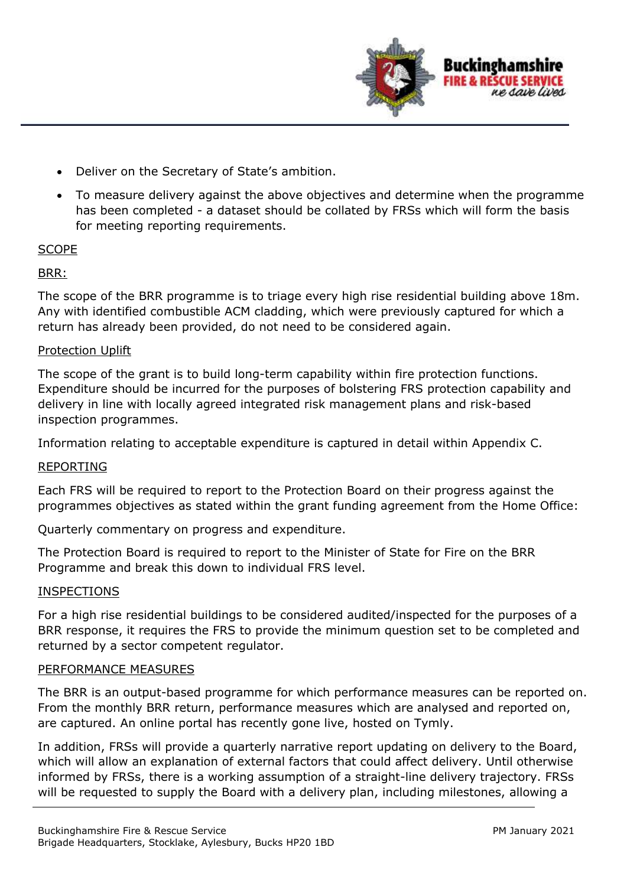- Deliver on the Secretary of State's ambition.
- To measure delivery against the above objectives and determine when the programme has been completed - a dataset should be collated by FRSs which will form the basis for meeting reporting requirements.

<u>SCOPE</u>

<u>BRR:</u>

The scope of the BRR programme is to triage every high rise residential building above 18m. Any with identified combustible ACM cladding, which were previously captured for which a return has already been provided, do not need to be considered again.

<u>Protection Uplift</u>

The scope of the grant is to build long-term capability within fire protection functions. Expenditure should be incurred for the purposes of bolstering FRS protection capability and delivery in line with locally agreed integrated risk management plans and risk-based inspection programmes.

Information relating to acceptable expenditure is captured in detail within Appendix C.

<u>REPORTING</u>

Each FRS will be required to report to the Protection Board on their progress against the programmes objectives as stated within the grant funding agreement from the Home Office:

Quarterly commentary on progress and expenditure.

The Protection Board is required to report to the Minister of State for Fire on the BRR Programme and break this down to individual FRS level.

<u>INSPECTIONS</u>

For a high rise residential buildings to be considered audited/inspected for the purposes of a BRR response, it requires the FRS to provide the minimum question set to be completed and returned by a sector competent regulator.

<u>PERFORMANCE MEASURES</u>

The BRR is an output-based programme for which performance measures can be reported on. From the monthly BRR return, performance measures which are analysed and reported on, are captured. An online portal has recently gone live, hosted on Tymly.

In addition, FRSs will provide a quarterly narrative report updating on delivery to the Board, which will allow an explanation of external factors that could affect delivery. Until otherwise informed by FRSs, there is a working assumption of a straight-line delivery trajectory. FRSs will be requested to supply the Board with a delivery plan, including milestones, allowing a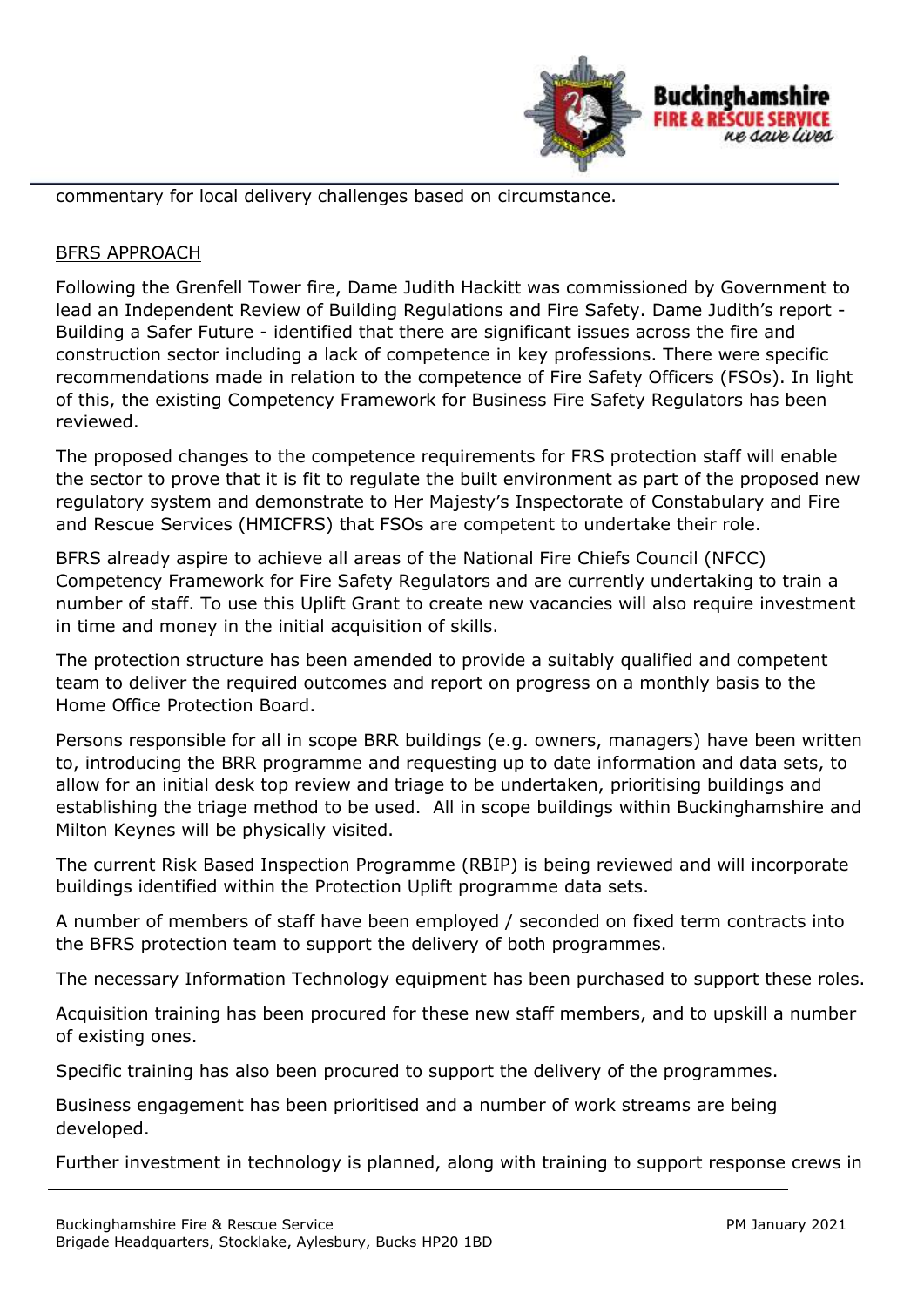commentary for local delivery challenges based on circumstance.

BFRS APPROACH

Following the Grenfell Tower fire, Dame Judith Hackitt was commissioned by Government to lead an Independent Review of Building Regulations and Fire Safety. Dame Judith's report - Building a Safer Future - identified that there are significant issues across the fire and construction sector including a lack of competence in key professions. There were specific recommendations made in relation to the competence of Fire Safety Officers (FSOs). In light of this, the existing Competency Framework for Business Fire Safety Regulators has been reviewed.

The proposed changes to the competence requirements for FRS protection staff will enable the sector to prove that it is fit to regulate the built environment as part of the proposed new regulatory system and demonstrate to Her Majesty's Inspectorate of Constabulary and Fire and Rescue Services (HMICFRS) that FSOs are competent to undertake their role.

BFRS already aspire to achieve all areas of the National Fire Chiefs Council (NFCC) Competency Framework for Fire Safety Regulators and are currently undertaking to train a number of staff. To use this Uplift Grant to create new vacancies will also require investment in time and money in the initial acquisition of skills.

The protection structure has been amended to provide a suitably qualified and competent team to deliver the required outcomes and report on progress on a monthly basis to the Home Office Protection Board.

Persons responsible for all in scope BRR buildings (e.g. owners, managers) have been written to, introducing the BRR programme and requesting up to date information and data sets, to allow for an initial desk top review and triage to be undertaken, prioritising buildings and establishing the triage method to be used. All in scope buildings within Buckinghamshire and Milton Keynes will be physically visited.

The current Risk Based Inspection Programme (RBIP) is being reviewed and will incorporate buildings identified within the Protection Uplift programme data sets.

A number of members of staff have been employed / seconded on fixed term contracts into the BFRS protection team to support the delivery of both programmes.

The necessary Information Technology equipment has been purchased to support these roles.

Acquisition training has been procured for these new staff members, and to upskill a number of existing ones.

Specific training has also been procured to support the delivery of the programmes.

Business engagement has been prioritised and a number of work streams are being developed.

Further investment in technology is planned, along with training to support response crews in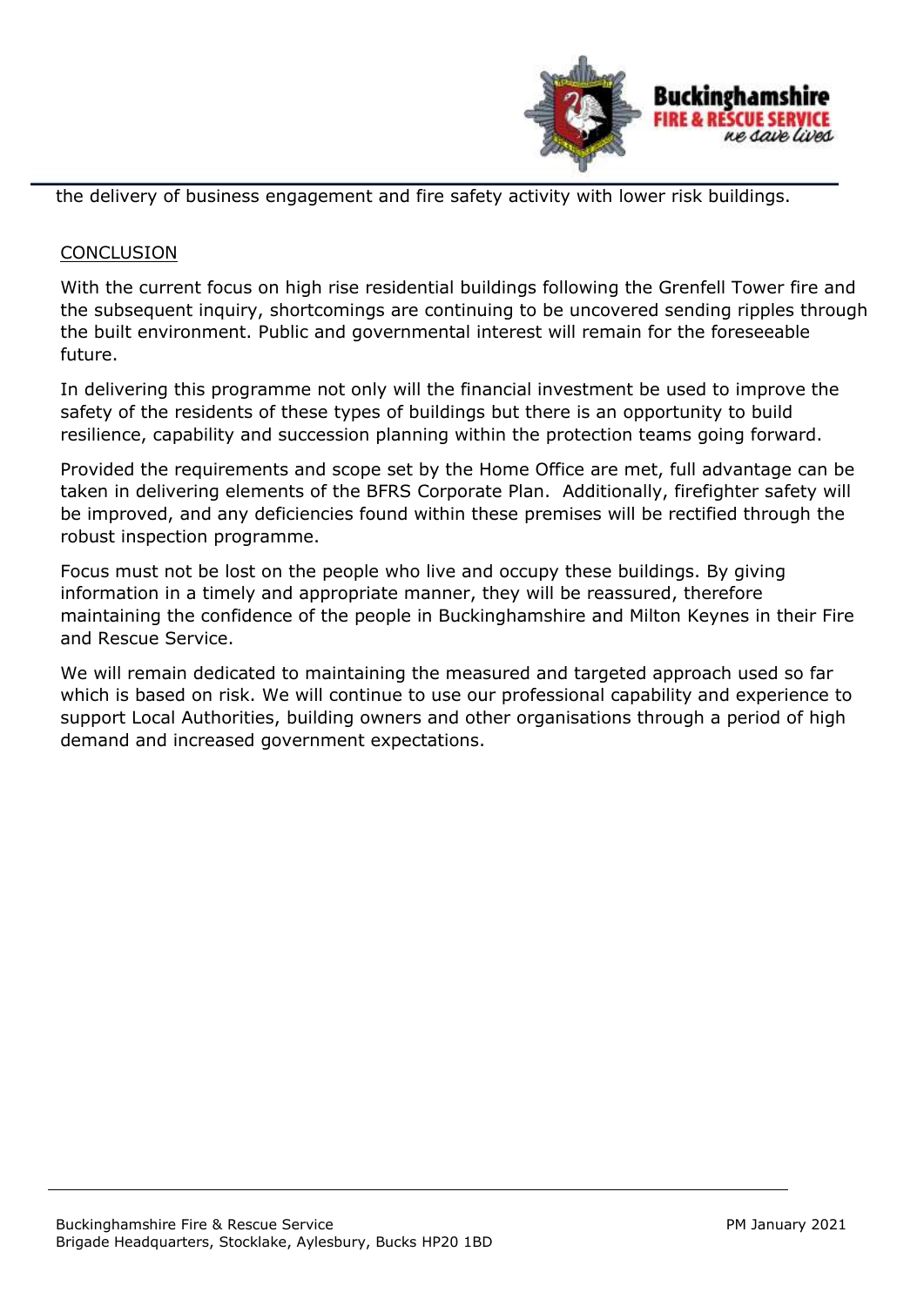the delivery of business engagement and fire safety activity with lower risk buildings.

<u>CONCLUSION</u>

With the current focus on high rise residential buildings following the Grenfell Tower fire and the subsequent inquiry, shortcomings are continuing to be uncovered sending ripples through the built environment. Public and governmental interest will remain for the foreseeable future.

In delivering this programme not only will the financial investment be used to improve the safety of the residents of these types of buildings but there is an opportunity to build resilience, capability and succession planning within the protection teams going forward.

Provided the requirements and scope set by the Home Office are met, full advantage can be taken in delivering elements of the BFRS Corporate Plan. Additionally, firefighter safety will be improved, and any deficiencies found within these premises will be rectified through the robust inspection programme.

Focus must not be lost on the people who live and occupy these buildings. By giving information in a timely and appropriate manner, they will be reassured, therefore maintaining the confidence of the people in Buckinghamshire and Milton Keynes in their Fire and Rescue Service.

We will remain dedicated to maintaining the measured and targeted approach used so far which is based on risk. We will continue to use our professional capability and experience to support Local Authorities, building owners and other organisations through a period of high demand and increased government expectations.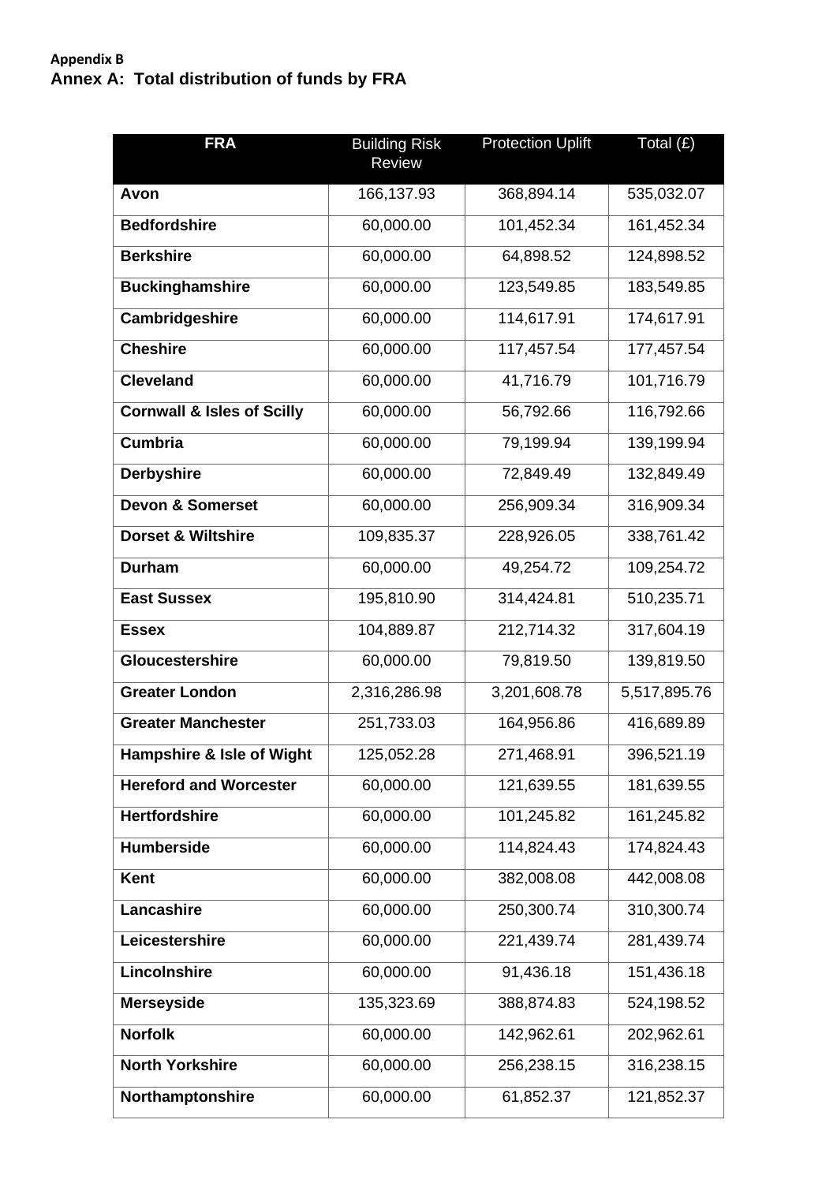**Appendix B**

## Annex A: Total distribution of funds by FRA

| FRA | Building Risk Review | Protection Uplift | Total (£) |
|---|---|---|---|
| **Avon** | 166,137.93 | 368,894.14 | 535,032.07 |
| **Bedfordshire** | 60,000.00 | 101,452.34 | 161,452.34 |
| **Berkshire** | 60,000.00 | 64,898.52 | 124,898.52 |
| **Buckinghamshire** | 60,000.00 | 123,549.85 | 183,549.85 |
| **Cambridgeshire** | 60,000.00 | 114,617.91 | 174,617.91 |
| **Cheshire** | 60,000.00 | 117,457.54 | 177,457.54 |
| **Cleveland** | 60,000.00 | 41,716.79 | 101,716.79 |
| **Cornwall & Isles of Scilly** | 60,000.00 | 56,792.66 | 116,792.66 |
| **Cumbria** | 60,000.00 | 79,199.94 | 139,199.94 |
| **Derbyshire** | 60,000.00 | 72,849.49 | 132,849.49 |
| **Devon & Somerset** | 60,000.00 | 256,909.34 | 316,909.34 |
| **Dorset & Wiltshire** | 109,835.37 | 228,926.05 | 338,761.42 |
| **Durham** | 60,000.00 | 49,254.72 | 109,254.72 |
| **East Sussex** | 195,810.90 | 314,424.81 | 510,235.71 |
| **Essex** | 104,889.87 | 212,714.32 | 317,604.19 |
| **Gloucestershire** | 60,000.00 | 79,819.50 | 139,819.50 |
| **Greater London** | 2,316,286.98 | 3,201,608.78 | 5,517,895.76 |
| **Greater Manchester** | 251,733.03 | 164,956.86 | 416,689.89 |
| **Hampshire & Isle of Wight** | 125,052.28 | 271,468.91 | 396,521.19 |
| **Hereford and Worcester** | 60,000.00 | 121,639.55 | 181,639.55 |
| **Hertfordshire** | 60,000.00 | 101,245.82 | 161,245.82 |
| **Humberside** | 60,000.00 | 114,824.43 | 174,824.43 |
| **Kent** | 60,000.00 | 382,008.08 | 442,008.08 |
| **Lancashire** | 60,000.00 | 250,300.74 | 310,300.74 |
| **Leicestershire** | 60,000.00 | 221,439.74 | 281,439.74 |
| **Lincolnshire** | 60,000.00 | 91,436.18 | 151,436.18 |
| **Merseyside** | 135,323.69 | 388,874.83 | 524,198.52 |
| **Norfolk** | 60,000.00 | 142,962.61 | 202,962.61 |
| **North Yorkshire** | 60,000.00 | 256,238.15 | 316,238.15 |
| **Northamptonshire** | 60,000.00 | 61,852.37 | 121,852.37 |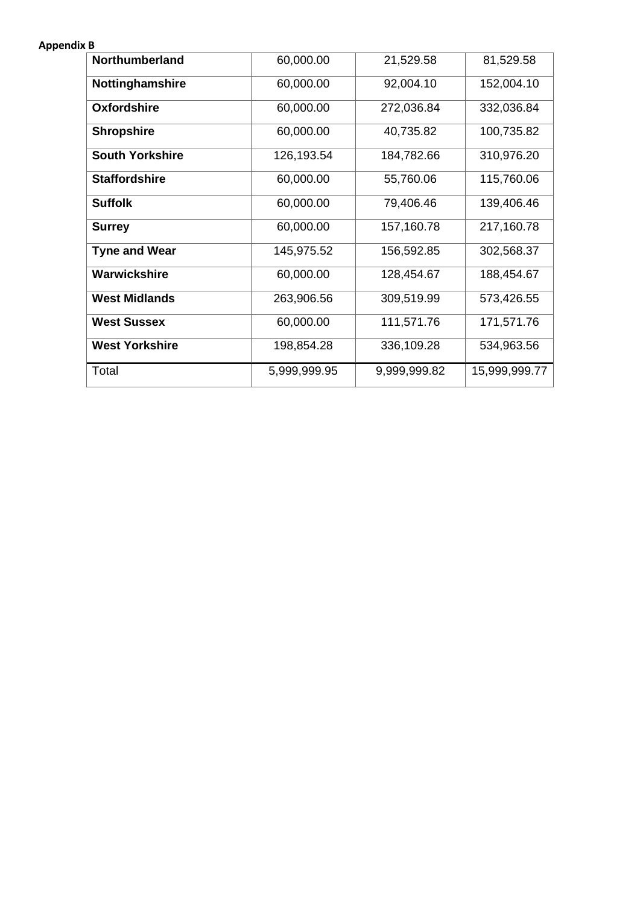**Appendix B**

| | | | |
|---|---|---|---|
| **Northumberland** | 60,000.00 | 21,529.58 | 81,529.58 |
| **Nottinghamshire** | 60,000.00 | 92,004.10 | 152,004.10 |
| **Oxfordshire** | 60,000.00 | 272,036.84 | 332,036.84 |
| **Shropshire** | 60,000.00 | 40,735.82 | 100,735.82 |
| **South Yorkshire** | 126,193.54 | 184,782.66 | 310,976.20 |
| **Staffordshire** | 60,000.00 | 55,760.06 | 115,760.06 |
| **Suffolk** | 60,000.00 | 79,406.46 | 139,406.46 |
| **Surrey** | 60,000.00 | 157,160.78 | 217,160.78 |
| **Tyne and Wear** | 145,975.52 | 156,592.85 | 302,568.37 |
| **Warwickshire** | 60,000.00 | 128,454.67 | 188,454.67 |
| **West Midlands** | 263,906.56 | 309,519.99 | 573,426.55 |
| **West Sussex** | 60,000.00 | 111,571.76 | 171,571.76 |
| **West Yorkshire** | 198,854.28 | 336,109.28 | 534,963.56 |
| Total | 5,999,999.95 | 9,999,999.82 | 15,999,999.77 |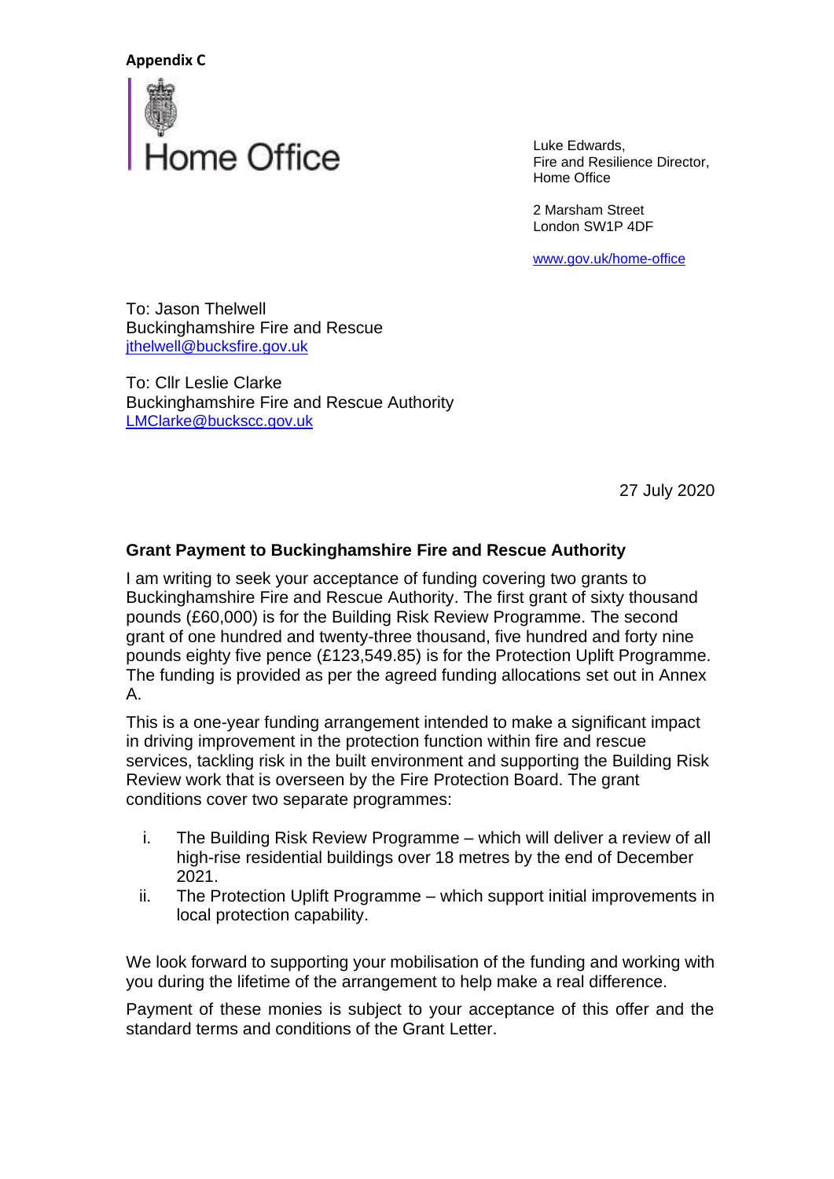**Appendix C**

Home Office

Luke Edwards,
Fire and Resilience Director,
Home Office

2 Marsham Street
London SW1P 4DF

www.gov.uk/home-office

To: Jason Thelwell
Buckinghamshire Fire and Rescue
jthelwell@bucksfire.gov.uk

To: Cllr Leslie Clarke
Buckinghamshire Fire and Rescue Authority
LMClarke@buckscc.gov.uk

27 July 2020

**Grant Payment to Buckinghamshire Fire and Rescue Authority**

I am writing to seek your acceptance of funding covering two grants to Buckinghamshire Fire and Rescue Authority. The first grant of sixty thousand pounds (£60,000) is for the Building Risk Review Programme. The second grant of one hundred and twenty-three thousand, five hundred and forty nine pounds eighty five pence (£123,549.85) is for the Protection Uplift Programme. The funding is provided as per the agreed funding allocations set out in Annex A.

This is a one-year funding arrangement intended to make a significant impact in driving improvement in the protection function within fire and rescue services, tackling risk in the built environment and supporting the Building Risk Review work that is overseen by the Fire Protection Board. The grant conditions cover two separate programmes:

i. The Building Risk Review Programme – which will deliver a review of all high-rise residential buildings over 18 metres by the end of December 2021.
ii. The Protection Uplift Programme – which support initial improvements in local protection capability.

We look forward to supporting your mobilisation of the funding and working with you during the lifetime of the arrangement to help make a real difference.

Payment of these monies is subject to your acceptance of this offer and the standard terms and conditions of the Grant Letter.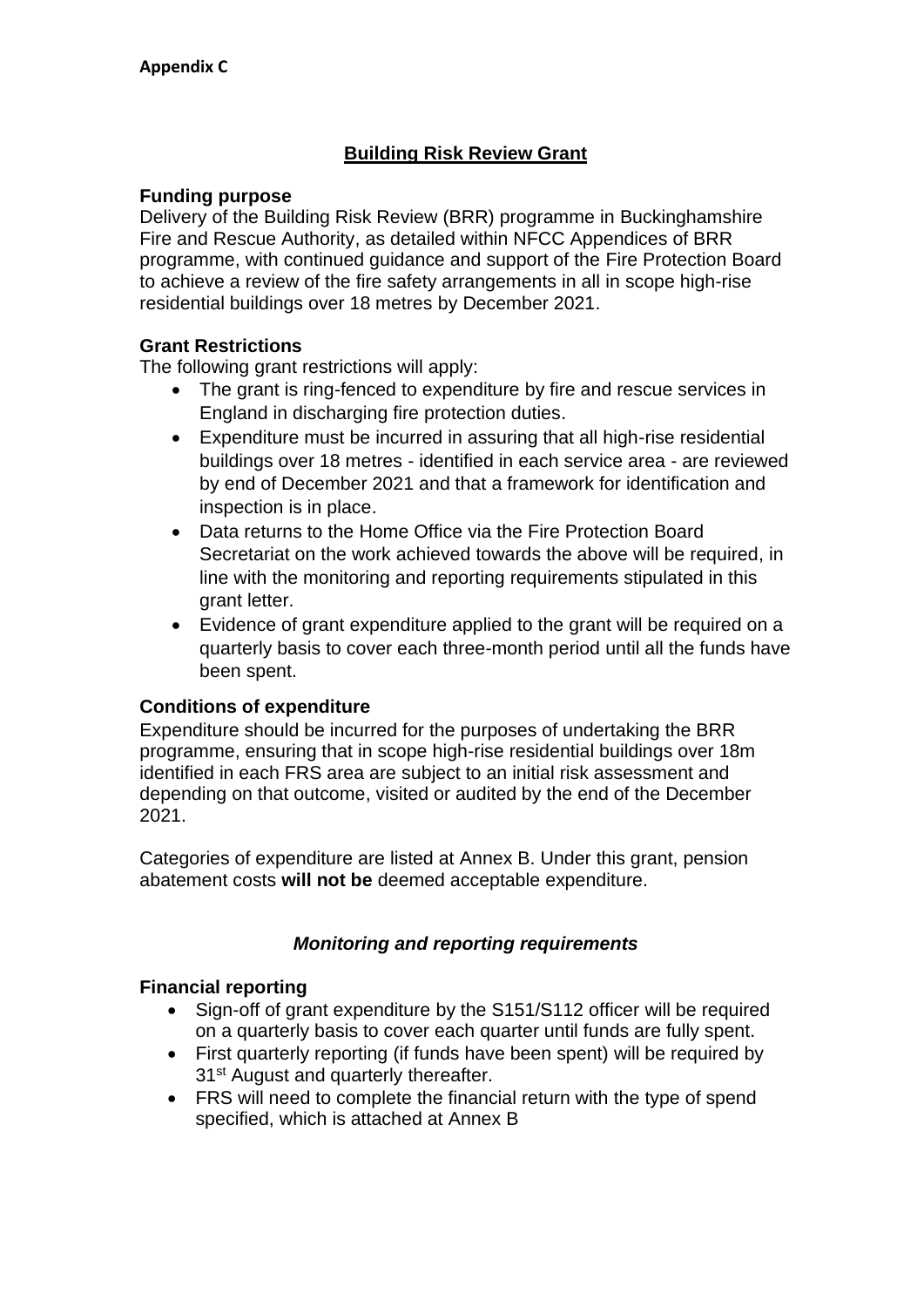**Appendix C**

# Building Risk Review Grant

**Funding purpose**

Delivery of the Building Risk Review (BRR) programme in Buckinghamshire Fire and Rescue Authority, as detailed within NFCC Appendices of BRR programme, with continued guidance and support of the Fire Protection Board to achieve a review of the fire safety arrangements in all in scope high-rise residential buildings over 18 metres by December 2021.

**Grant Restrictions**

The following grant restrictions will apply:

- The grant is ring-fenced to expenditure by fire and rescue services in England in discharging fire protection duties.
- Expenditure must be incurred in assuring that all high-rise residential buildings over 18 metres - identified in each service area - are reviewed by end of December 2021 and that a framework for identification and inspection is in place.
- Data returns to the Home Office via the Fire Protection Board Secretariat on the work achieved towards the above will be required, in line with the monitoring and reporting requirements stipulated in this grant letter.
- Evidence of grant expenditure applied to the grant will be required on a quarterly basis to cover each three-month period until all the funds have been spent.

**Conditions of expenditure**

Expenditure should be incurred for the purposes of undertaking the BRR programme, ensuring that in scope high-rise residential buildings over 18m identified in each FRS area are subject to an initial risk assessment and depending on that outcome, visited or audited by the end of the December 2021.

Categories of expenditure are listed at Annex B. Under this grant, pension abatement costs **will not be** deemed acceptable expenditure.

## *Monitoring and reporting requirements*

**Financial reporting**

- Sign-off of grant expenditure by the S151/S112 officer will be required on a quarterly basis to cover each quarter until funds are fully spent.
- First quarterly reporting (if funds have been spent) will be required by 31st August and quarterly thereafter.
- FRS will need to complete the financial return with the type of spend specified, which is attached at Annex B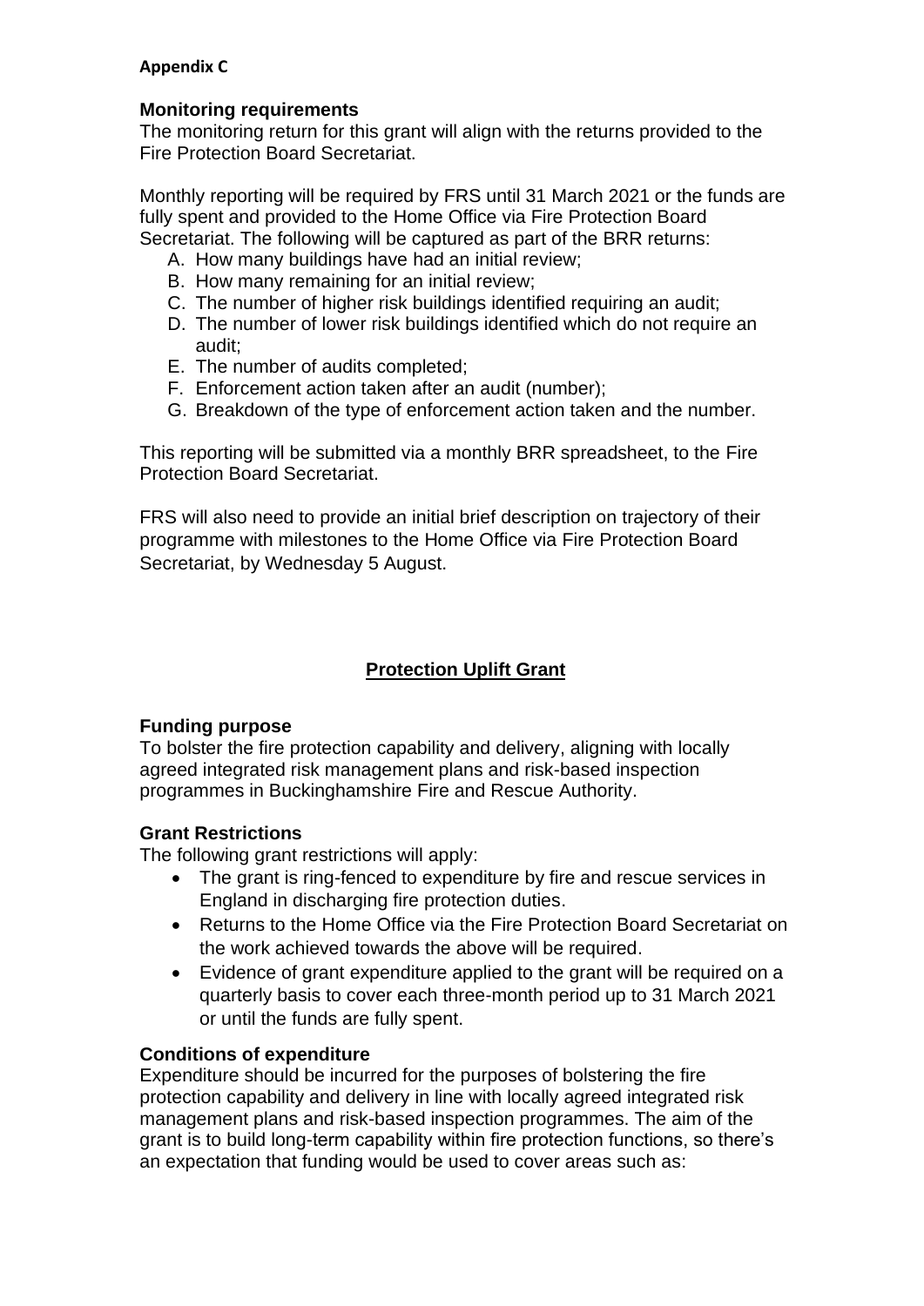**Appendix C**

### Monitoring requirements

The monitoring return for this grant will align with the returns provided to the Fire Protection Board Secretariat.

Monthly reporting will be required by FRS until 31 March 2021 or the funds are fully spent and provided to the Home Office via Fire Protection Board Secretariat. The following will be captured as part of the BRR returns:

A. How many buildings have had an initial review;
B. How many remaining for an initial review;
C. The number of higher risk buildings identified requiring an audit;
D. The number of lower risk buildings identified which do not require an audit;
E. The number of audits completed;
F. Enforcement action taken after an audit (number);
G. Breakdown of the type of enforcement action taken and the number.

This reporting will be submitted via a monthly BRR spreadsheet, to the Fire Protection Board Secretariat.

FRS will also need to provide an initial brief description on trajectory of their programme with milestones to the Home Office via Fire Protection Board Secretariat, by Wednesday 5 August.

## Protection Uplift Grant

### Funding purpose

To bolster the fire protection capability and delivery, aligning with locally agreed integrated risk management plans and risk-based inspection programmes in Buckinghamshire Fire and Rescue Authority.

### Grant Restrictions

The following grant restrictions will apply:

- The grant is ring-fenced to expenditure by fire and rescue services in England in discharging fire protection duties.
- Returns to the Home Office via the Fire Protection Board Secretariat on the work achieved towards the above will be required.
- Evidence of grant expenditure applied to the grant will be required on a quarterly basis to cover each three-month period up to 31 March 2021 or until the funds are fully spent.

### Conditions of expenditure

Expenditure should be incurred for the purposes of bolstering the fire protection capability and delivery in line with locally agreed integrated risk management plans and risk-based inspection programmes. The aim of the grant is to build long-term capability within fire protection functions, so there's an expectation that funding would be used to cover areas such as: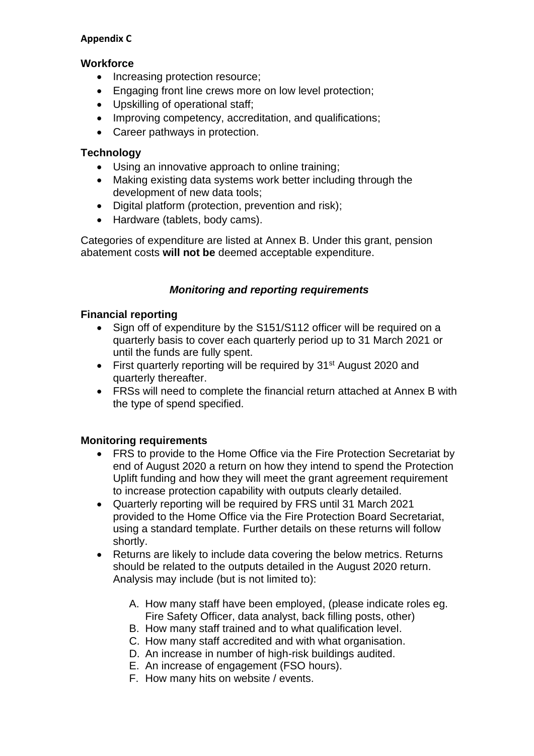**Appendix C**

### Workforce

- Increasing protection resource;
- Engaging front line crews more on low level protection;
- Upskilling of operational staff;
- Improving competency, accreditation, and qualifications;
- Career pathways in protection.

### Technology

- Using an innovative approach to online training;
- Making existing data systems work better including through the development of new data tools;
- Digital platform (protection, prevention and risk);
- Hardware (tablets, body cams).

Categories of expenditure are listed at Annex B. Under this grant, pension abatement costs **will not be** deemed acceptable expenditure.

## *Monitoring and reporting requirements*

### Financial reporting

- Sign off of expenditure by the S151/S112 officer will be required on a quarterly basis to cover each quarterly period up to 31 March 2021 or until the funds are fully spent.
- First quarterly reporting will be required by 31st August 2020 and quarterly thereafter.
- FRSs will need to complete the financial return attached at Annex B with the type of spend specified.

### Monitoring requirements

- FRS to provide to the Home Office via the Fire Protection Secretariat by end of August 2020 a return on how they intend to spend the Protection Uplift funding and how they will meet the grant agreement requirement to increase protection capability with outputs clearly detailed.
- Quarterly reporting will be required by FRS until 31 March 2021 provided to the Home Office via the Fire Protection Board Secretariat, using a standard template. Further details on these returns will follow shortly.
- Returns are likely to include data covering the below metrics. Returns should be related to the outputs detailed in the August 2020 return. Analysis may include (but is not limited to):

  A. How many staff have been employed, (please indicate roles eg. Fire Safety Officer, data analyst, back filling posts, other)
  B. How many staff trained and to what qualification level.
  C. How many staff accredited and with what organisation.
  D. An increase in number of high-risk buildings audited.
  E. An increase of engagement (FSO hours).
  F. How many hits on website / events.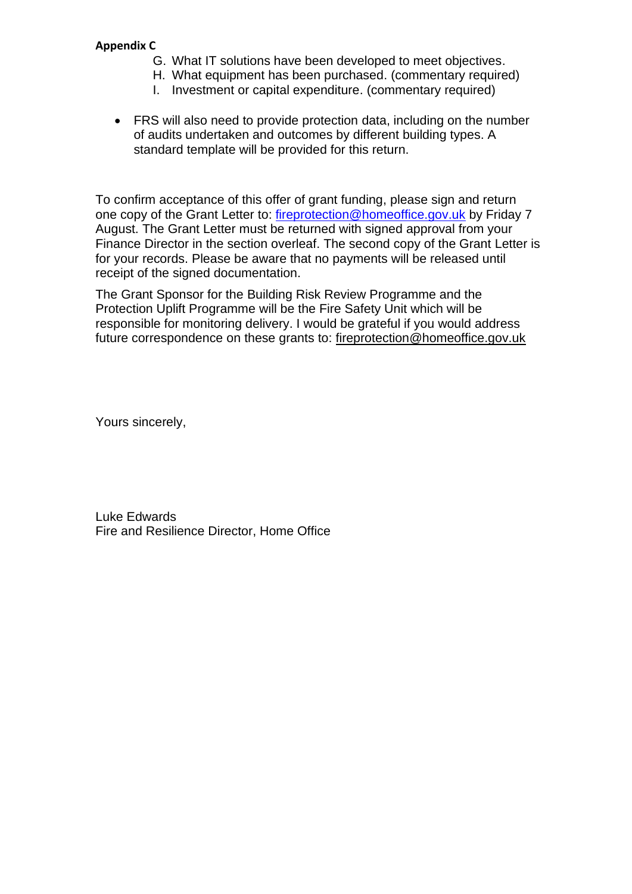**Appendix C**

G. What IT solutions have been developed to meet objectives.
H. What equipment has been purchased. (commentary required)
I. Investment or capital expenditure. (commentary required)

- FRS will also need to provide protection data, including on the number of audits undertaken and outcomes by different building types. A standard template will be provided for this return.

To confirm acceptance of this offer of grant funding, please sign and return one copy of the Grant Letter to: fireprotection@homeoffice.gov.uk by Friday 7 August. The Grant Letter must be returned with signed approval from your Finance Director in the section overleaf. The second copy of the Grant Letter is for your records. Please be aware that no payments will be released until receipt of the signed documentation.

The Grant Sponsor for the Building Risk Review Programme and the Protection Uplift Programme will be the Fire Safety Unit which will be responsible for monitoring delivery. I would be grateful if you would address future correspondence on these grants to: fireprotection@homeoffice.gov.uk

Yours sincerely,

Luke Edwards
Fire and Resilience Director, Home Office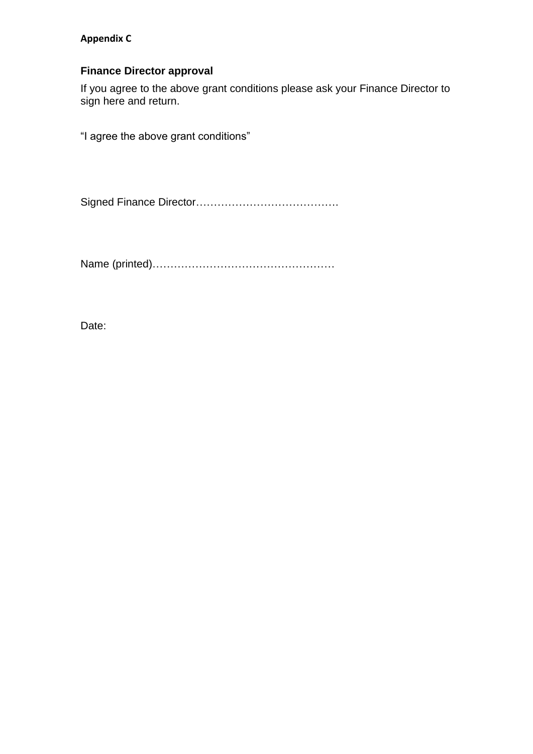**Appendix C**

## Finance Director approval

If you agree to the above grant conditions please ask your Finance Director to sign here and return.

“I agree the above grant conditions”

Signed Finance Director………………………………….

Name (printed)……………………………………………

Date: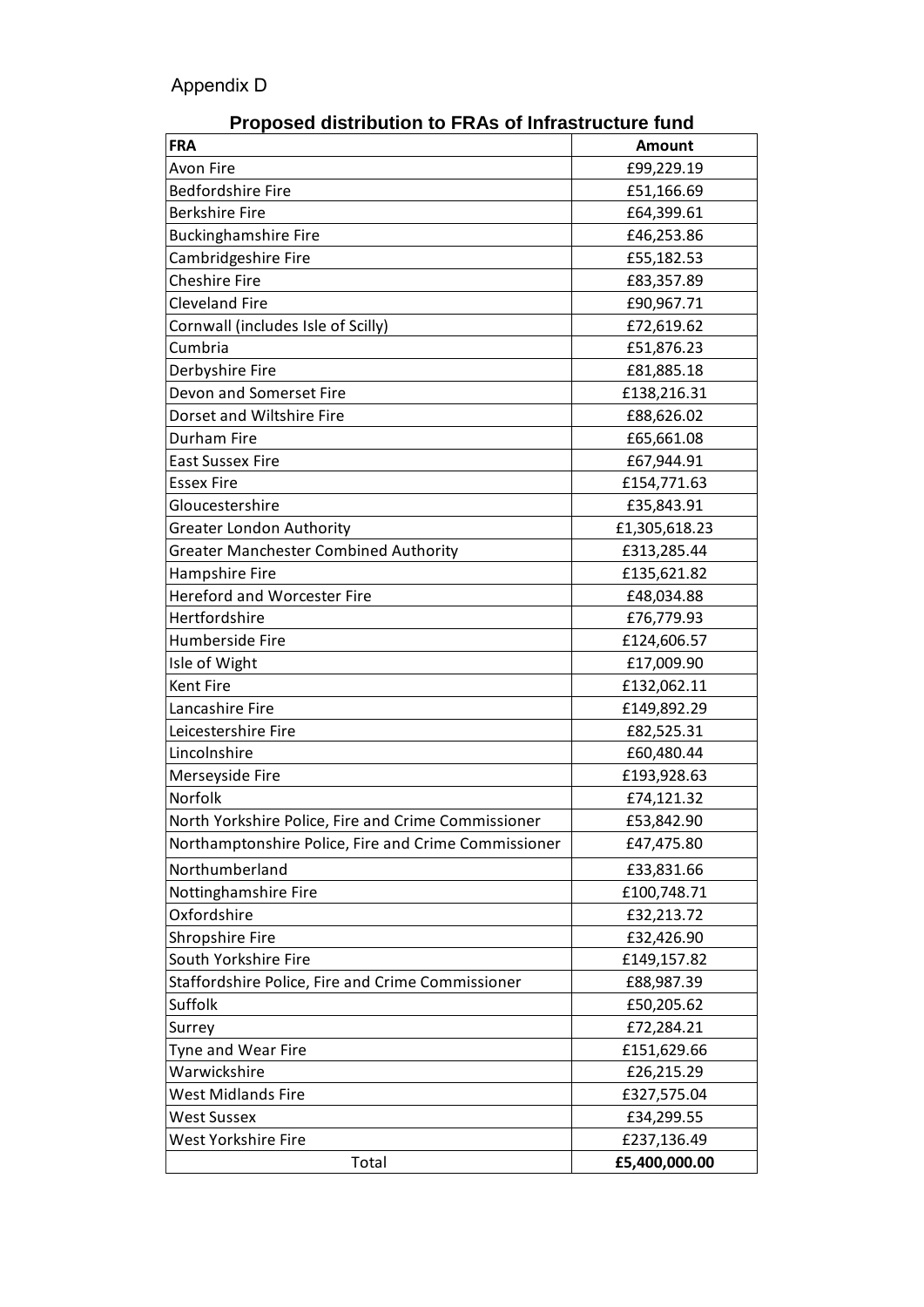Appendix D

## Proposed distribution to FRAs of Infrastructure fund

| FRA | Amount |
|---|---|
| Avon Fire | £99,229.19 |
| Bedfordshire Fire | £51,166.69 |
| Berkshire Fire | £64,399.61 |
| Buckinghamshire Fire | £46,253.86 |
| Cambridgeshire Fire | £55,182.53 |
| Cheshire Fire | £83,357.89 |
| Cleveland Fire | £90,967.71 |
| Cornwall (includes Isle of Scilly) | £72,619.62 |
| Cumbria | £51,876.23 |
| Derbyshire Fire | £81,885.18 |
| Devon and Somerset Fire | £138,216.31 |
| Dorset and Wiltshire Fire | £88,626.02 |
| Durham Fire | £65,661.08 |
| East Sussex Fire | £67,944.91 |
| Essex Fire | £154,771.63 |
| Gloucestershire | £35,843.91 |
| Greater London Authority | £1,305,618.23 |
| Greater Manchester Combined Authority | £313,285.44 |
| Hampshire Fire | £135,621.82 |
| Hereford and Worcester Fire | £48,034.88 |
| Hertfordshire | £76,779.93 |
| Humberside Fire | £124,606.57 |
| Isle of Wight | £17,009.90 |
| Kent Fire | £132,062.11 |
| Lancashire Fire | £149,892.29 |
| Leicestershire Fire | £82,525.31 |
| Lincolnshire | £60,480.44 |
| Merseyside Fire | £193,928.63 |
| Norfolk | £74,121.32 |
| North Yorkshire Police, Fire and Crime Commissioner | £53,842.90 |
| Northamptonshire Police, Fire and Crime Commissioner | £47,475.80 |
| Northumberland | £33,831.66 |
| Nottinghamshire Fire | £100,748.71 |
| Oxfordshire | £32,213.72 |
| Shropshire Fire | £32,426.90 |
| South Yorkshire Fire | £149,157.82 |
| Staffordshire Police, Fire and Crime Commissioner | £88,987.39 |
| Suffolk | £50,205.62 |
| Surrey | £72,284.21 |
| Tyne and Wear Fire | £151,629.66 |
| Warwickshire | £26,215.29 |
| West Midlands Fire | £327,575.04 |
| West Sussex | £34,299.55 |
| West Yorkshire Fire | £237,136.49 |
| Total | **£5,400,000.00** |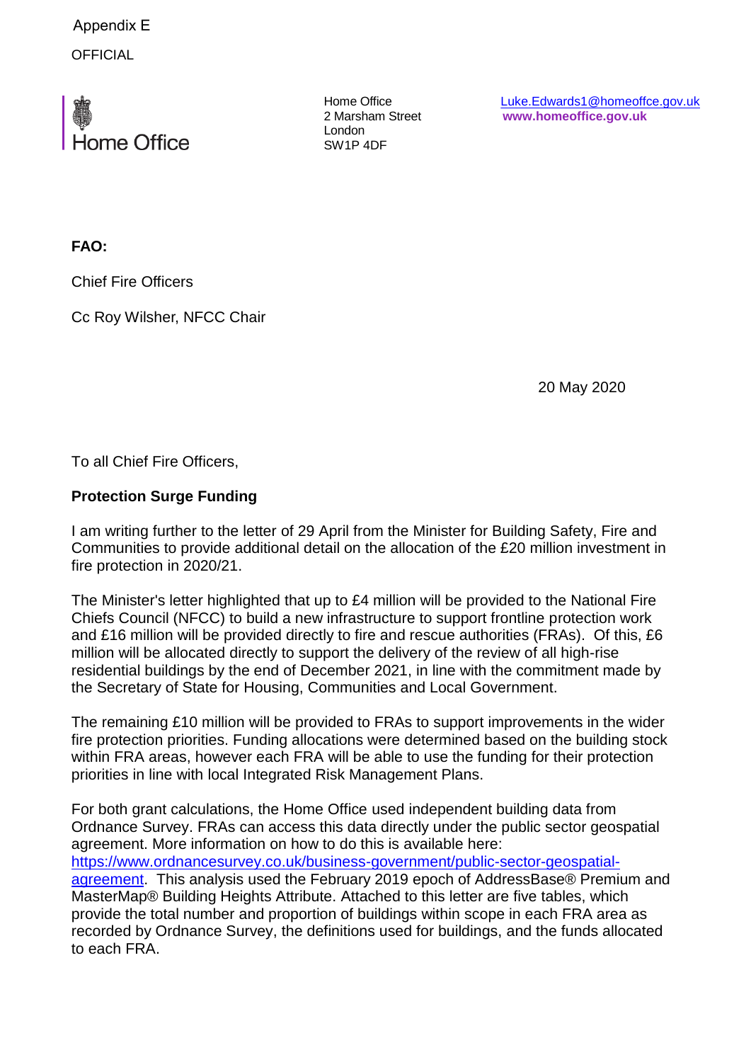Appendix E

OFFICIAL

Home Office

Home Office
2 Marsham Street
London
SW1P 4DF

[Luke.Edwards1@homeoffce.gov.uk](mailto:Luke.Edwards1@homeoffce.gov.uk)
**www.homeoffice.gov.uk**

**FAO:**

Chief Fire Officers

Cc Roy Wilsher, NFCC Chair

20 May 2020

To all Chief Fire Officers,

**Protection Surge Funding**

I am writing further to the letter of 29 April from the Minister for Building Safety, Fire and Communities to provide additional detail on the allocation of the £20 million investment in fire protection in 2020/21.

The Minister's letter highlighted that up to £4 million will be provided to the National Fire Chiefs Council (NFCC) to build a new infrastructure to support frontline protection work and £16 million will be provided directly to fire and rescue authorities (FRAs). Of this, £6 million will be allocated directly to support the delivery of the review of all high-rise residential buildings by the end of December 2021, in line with the commitment made by the Secretary of State for Housing, Communities and Local Government.

The remaining £10 million will be provided to FRAs to support improvements in the wider fire protection priorities. Funding allocations were determined based on the building stock within FRA areas, however each FRA will be able to use the funding for their protection priorities in line with local Integrated Risk Management Plans.

For both grant calculations, the Home Office used independent building data from Ordnance Survey. FRAs can access this data directly under the public sector geospatial agreement. More information on how to do this is available here: [https://www.ordnancesurvey.co.uk/business-government/public-sector-geospatial-agreement](https://www.ordnancesurvey.co.uk/business-government/public-sector-geospatial-agreement). This analysis used the February 2019 epoch of AddressBase® Premium and MasterMap® Building Heights Attribute. Attached to this letter are five tables, which provide the total number and proportion of buildings within scope in each FRA area as recorded by Ordnance Survey, the definitions used for buildings, and the funds allocated to each FRA.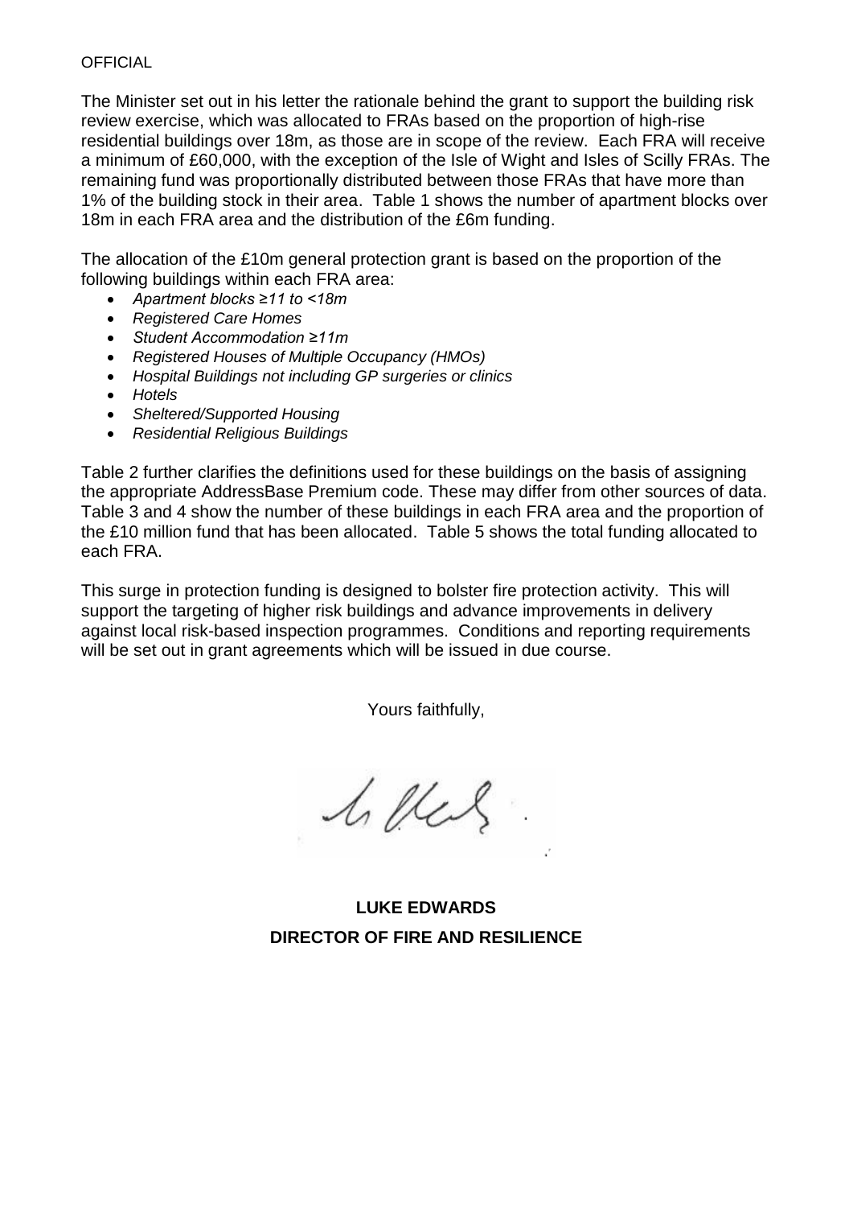OFFICIAL

The Minister set out in his letter the rationale behind the grant to support the building risk review exercise, which was allocated to FRAs based on the proportion of high-rise residential buildings over 18m, as those are in scope of the review. Each FRA will receive a minimum of £60,000, with the exception of the Isle of Wight and Isles of Scilly FRAs. The remaining fund was proportionally distributed between those FRAs that have more than 1% of the building stock in their area. Table 1 shows the number of apartment blocks over 18m in each FRA area and the distribution of the £6m funding.

The allocation of the £10m general protection grant is based on the proportion of the following buildings within each FRA area:

- *Apartment blocks ≥11 to <18m*
- *Registered Care Homes*
- *Student Accommodation ≥11m*
- *Registered Houses of Multiple Occupancy (HMOs)*
- *Hospital Buildings not including GP surgeries or clinics*
- *Hotels*
- *Sheltered/Supported Housing*
- *Residential Religious Buildings*

Table 2 further clarifies the definitions used for these buildings on the basis of assigning the appropriate AddressBase Premium code. These may differ from other sources of data. Table 3 and 4 show the number of these buildings in each FRA area and the proportion of the £10 million fund that has been allocated. Table 5 shows the total funding allocated to each FRA.

This surge in protection funding is designed to bolster fire protection activity. This will support the targeting of higher risk buildings and advance improvements in delivery against local risk-based inspection programmes. Conditions and reporting requirements will be set out in grant agreements which will be issued in due course.

Yours faithfully,

**LUKE EDWARDS**
**DIRECTOR OF FIRE AND RESILIENCE**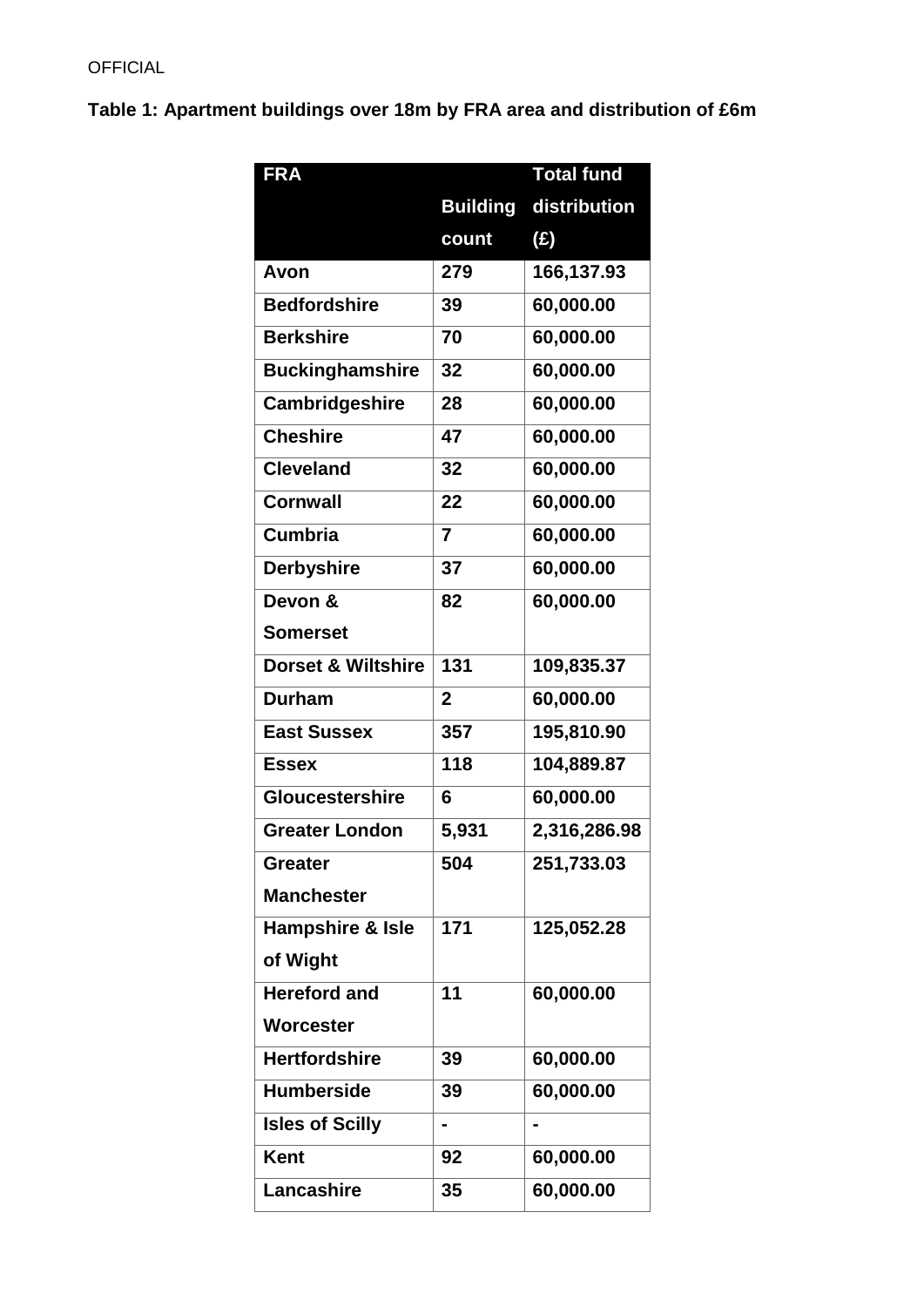OFFICIAL

**Table 1: Apartment buildings over 18m by FRA area and distribution of £6m**

| FRA | Building count | Total fund distribution (£) |
|---|---|---|
| Avon | 279 | 166,137.93 |
| Bedfordshire | 39 | 60,000.00 |
| Berkshire | 70 | 60,000.00 |
| Buckinghamshire | 32 | 60,000.00 |
| Cambridgeshire | 28 | 60,000.00 |
| Cheshire | 47 | 60,000.00 |
| Cleveland | 32 | 60,000.00 |
| Cornwall | 22 | 60,000.00 |
| Cumbria | 7 | 60,000.00 |
| Derbyshire | 37 | 60,000.00 |
| Devon & Somerset | 82 | 60,000.00 |
| Dorset & Wiltshire | 131 | 109,835.37 |
| Durham | 2 | 60,000.00 |
| East Sussex | 357 | 195,810.90 |
| Essex | 118 | 104,889.87 |
| Gloucestershire | 6 | 60,000.00 |
| Greater London | 5,931 | 2,316,286.98 |
| Greater Manchester | 504 | 251,733.03 |
| Hampshire & Isle of Wight | 171 | 125,052.28 |
| Hereford and Worcester | 11 | 60,000.00 |
| Hertfordshire | 39 | 60,000.00 |
| Humberside | 39 | 60,000.00 |
| Isles of Scilly | - | - |
| Kent | 92 | 60,000.00 |
| Lancashire | 35 | 60,000.00 |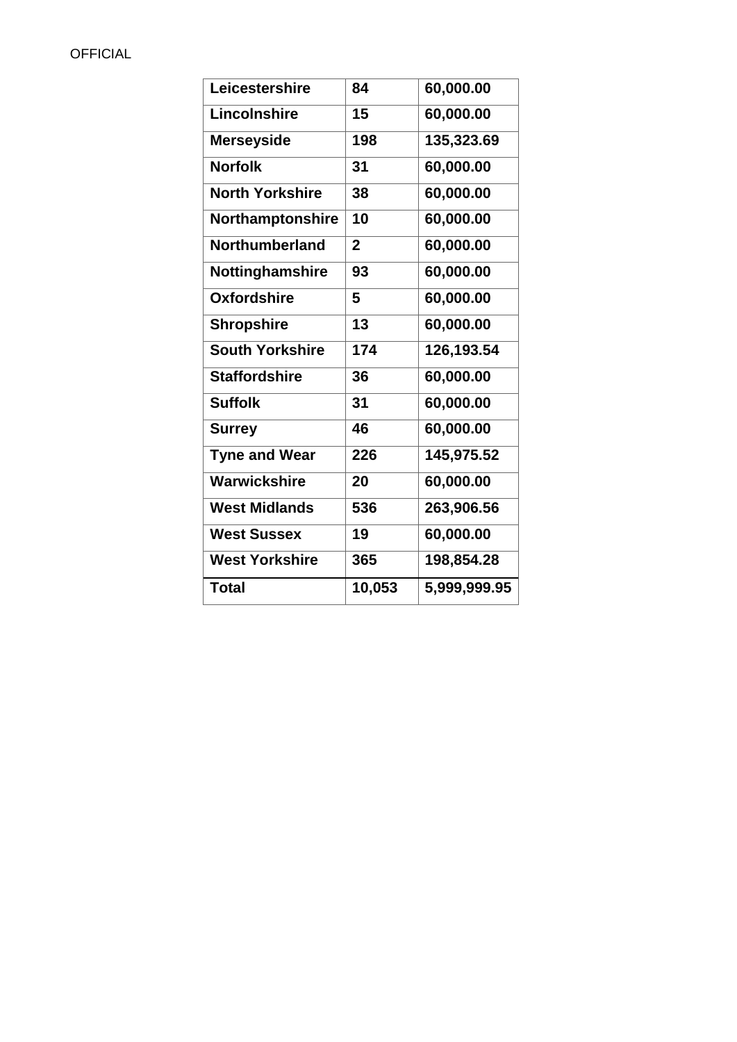| Leicestershire | 84 | 60,000.00 |
|---|---|---|
| Lincolnshire | 15 | 60,000.00 |
| Merseyside | 198 | 135,323.69 |
| Norfolk | 31 | 60,000.00 |
| North Yorkshire | 38 | 60,000.00 |
| Northamptonshire | 10 | 60,000.00 |
| Northumberland | 2 | 60,000.00 |
| Nottinghamshire | 93 | 60,000.00 |
| Oxfordshire | 5 | 60,000.00 |
| Shropshire | 13 | 60,000.00 |
| South Yorkshire | 174 | 126,193.54 |
| Staffordshire | 36 | 60,000.00 |
| Suffolk | 31 | 60,000.00 |
| Surrey | 46 | 60,000.00 |
| Tyne and Wear | 226 | 145,975.52 |
| Warwickshire | 20 | 60,000.00 |
| West Midlands | 536 | 263,906.56 |
| West Sussex | 19 | 60,000.00 |
| West Yorkshire | 365 | 198,854.28 |
| **Total** | **10,053** | **5,999,999.95** |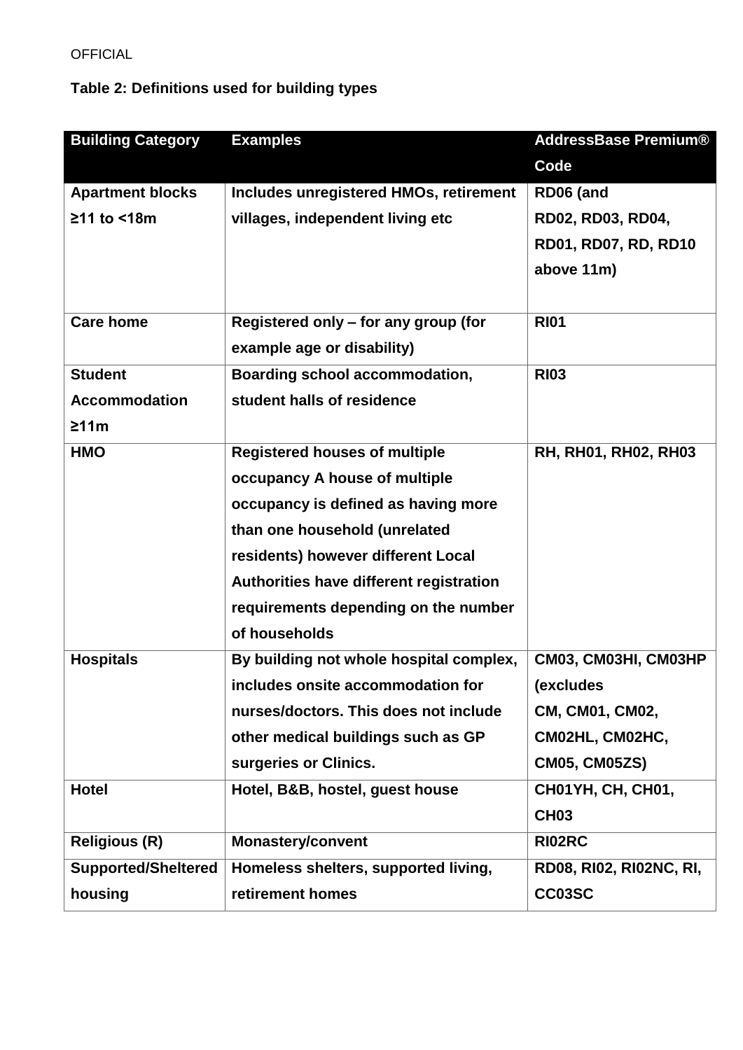**Table 2: Definitions used for building types**

| Building Category | Examples | AddressBase Premium® Code |
|---|---|---|
| Apartment blocks ≥11 to <18m | Includes unregistered HMOs, retirement villages, independent living etc | RD06 (and RD02, RD03, RD04, RD01, RD07, RD, RD10 above 11m) |
| Care home | Registered only – for any group (for example age or disability) | RI01 |
| Student Accommodation ≥11m | Boarding school accommodation, student halls of residence | RI03 |
| HMO | Registered houses of multiple occupancy A house of multiple occupancy is defined as having more than one household (unrelated residents) however different Local Authorities have different registration requirements depending on the number of households | RH, RH01, RH02, RH03 |
| Hospitals | By building not whole hospital complex, includes onsite accommodation for nurses/doctors. This does not include other medical buildings such as GP surgeries or Clinics. | CM03, CM03HI, CM03HP (excludes CM, CM01, CM02, CM02HL, CM02HC, CM05, CM05ZS) |
| Hotel | Hotel, B&B, hostel, guest house | CH01YH, CH, CH01, CH03 |
| Religious (R) | Monastery/convent | RI02RC |
| Supported/Sheltered housing | Homeless shelters, supported living, retirement homes | RD08, RI02, RI02NC, RI, CC03SC |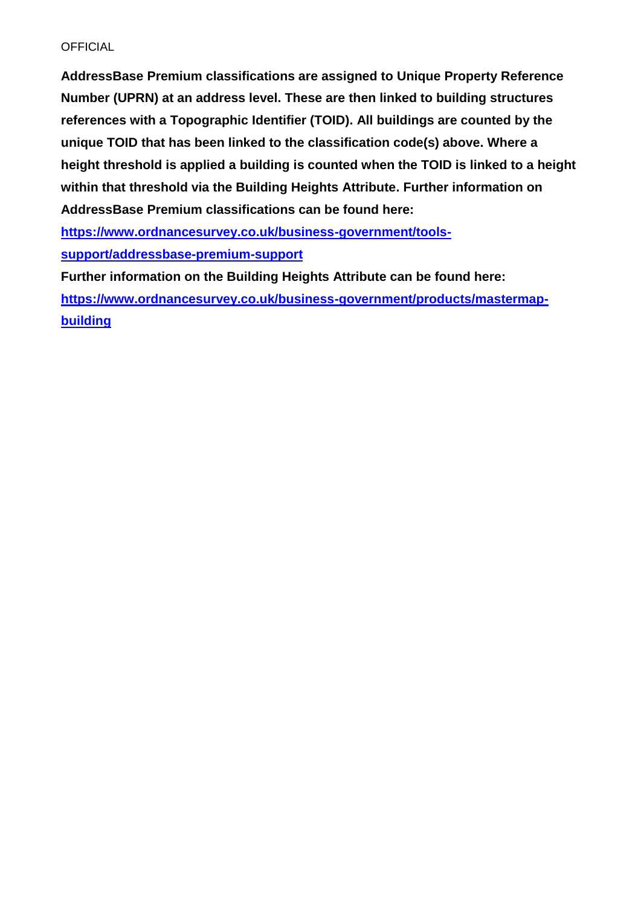**AddressBase Premium classifications are assigned to Unique Property Reference Number (UPRN) at an address level. These are then linked to building structures references with a Topographic Identifier (TOID). All buildings are counted by the unique TOID that has been linked to the classification code(s) above. Where a height threshold is applied a building is counted when the TOID is linked to a height within that threshold via the Building Heights Attribute. Further information on AddressBase Premium classifications can be found here:**

**[https://www.ordnancesurvey.co.uk/business-government/tools-support/addressbase-premium-support](https://www.ordnancesurvey.co.uk/business-government/tools-support/addressbase-premium-support)**

**Further information on the Building Heights Attribute can be found here:**

**[https://www.ordnancesurvey.co.uk/business-government/products/mastermap-building](https://www.ordnancesurvey.co.uk/business-government/products/mastermap-building)**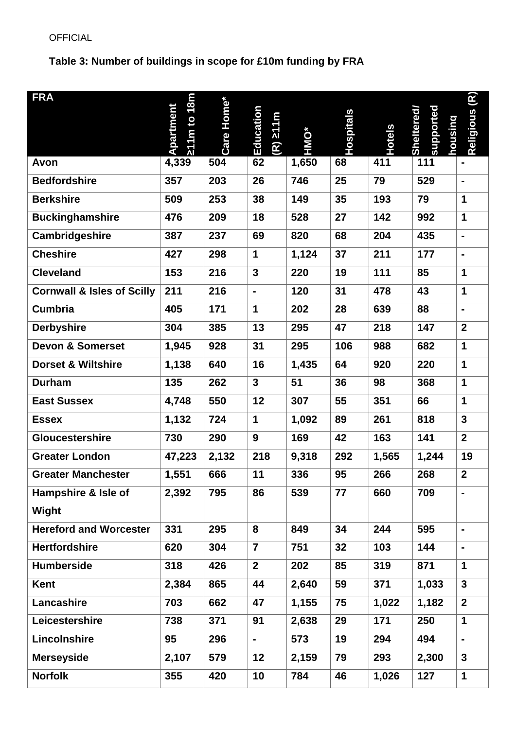OFFICIAL

**Table 3: Number of buildings in scope for £10m funding by FRA**

| FRA | Apartment ≥11m to 18m | Care Home* | Education (R) ≥11m | HMO* | Hospitals | Hotels | Sheltered/ supported housing | Religious (R) |
|---|---|---|---|---|---|---|---|---|
| Avon | 4,339 | 504 | 62 | 1,650 | 68 | 411 | 111 | - |
| Bedfordshire | 357 | 203 | 26 | 746 | 25 | 79 | 529 | - |
| Berkshire | 509 | 253 | 38 | 149 | 35 | 193 | 79 | 1 |
| Buckinghamshire | 476 | 209 | 18 | 528 | 27 | 142 | 992 | 1 |
| Cambridgeshire | 387 | 237 | 69 | 820 | 68 | 204 | 435 | - |
| Cheshire | 427 | 298 | 1 | 1,124 | 37 | 211 | 177 | - |
| Cleveland | 153 | 216 | 3 | 220 | 19 | 111 | 85 | 1 |
| Cornwall & Isles of Scilly | 211 | 216 | - | 120 | 31 | 478 | 43 | 1 |
| Cumbria | 405 | 171 | 1 | 202 | 28 | 639 | 88 | - |
| Derbyshire | 304 | 385 | 13 | 295 | 47 | 218 | 147 | 2 |
| Devon & Somerset | 1,945 | 928 | 31 | 295 | 106 | 988 | 682 | 1 |
| Dorset & Wiltshire | 1,138 | 640 | 16 | 1,435 | 64 | 920 | 220 | 1 |
| Durham | 135 | 262 | 3 | 51 | 36 | 98 | 368 | 1 |
| East Sussex | 4,748 | 550 | 12 | 307 | 55 | 351 | 66 | 1 |
| Essex | 1,132 | 724 | 1 | 1,092 | 89 | 261 | 818 | 3 |
| Gloucestershire | 730 | 290 | 9 | 169 | 42 | 163 | 141 | 2 |
| Greater London | 47,223 | 2,132 | 218 | 9,318 | 292 | 1,565 | 1,244 | 19 |
| Greater Manchester | 1,551 | 666 | 11 | 336 | 95 | 266 | 268 | 2 |
| Hampshire & Isle of Wight | 2,392 | 795 | 86 | 539 | 77 | 660 | 709 | - |
| Hereford and Worcester | 331 | 295 | 8 | 849 | 34 | 244 | 595 | - |
| Hertfordshire | 620 | 304 | 7 | 751 | 32 | 103 | 144 | - |
| Humberside | 318 | 426 | 2 | 202 | 85 | 319 | 871 | 1 |
| Kent | 2,384 | 865 | 44 | 2,640 | 59 | 371 | 1,033 | 3 |
| Lancashire | 703 | 662 | 47 | 1,155 | 75 | 1,022 | 1,182 | 2 |
| Leicestershire | 738 | 371 | 91 | 2,638 | 29 | 171 | 250 | 1 |
| Lincolnshire | 95 | 296 | - | 573 | 19 | 294 | 494 | - |
| Merseyside | 2,107 | 579 | 12 | 2,159 | 79 | 293 | 2,300 | 3 |
| Norfolk | 355 | 420 | 10 | 784 | 46 | 1,026 | 127 | 1 |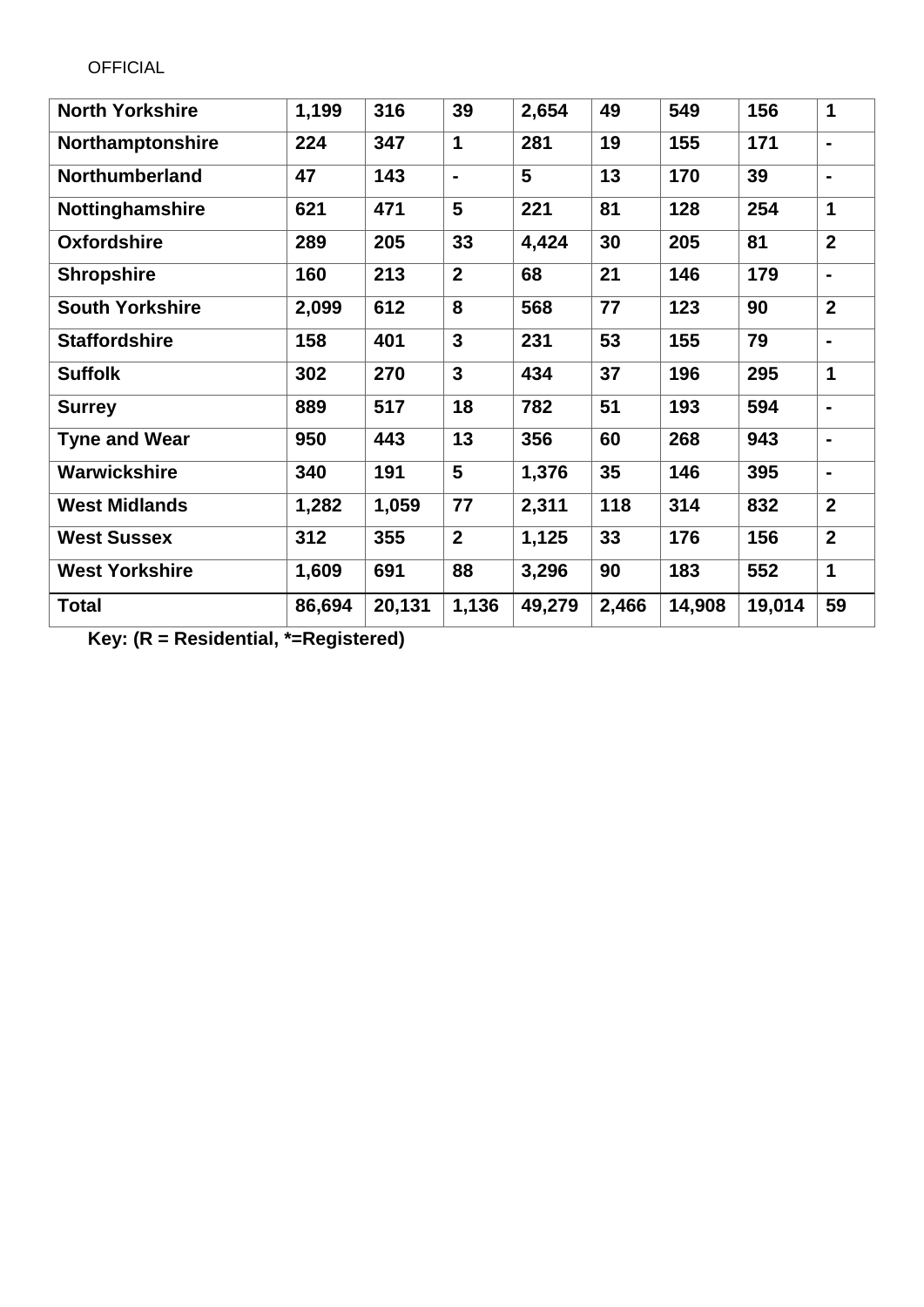OFFICIAL

| North Yorkshire | 1,199 | 316 | 39 | 2,654 | 49 | 549 | 156 | 1 |
|---|---|---|---|---|---|---|---|---|
| Northamptonshire | 224 | 347 | 1 | 281 | 19 | 155 | 171 | - |
| Northumberland | 47 | 143 | - | 5 | 13 | 170 | 39 | - |
| Nottinghamshire | 621 | 471 | 5 | 221 | 81 | 128 | 254 | 1 |
| Oxfordshire | 289 | 205 | 33 | 4,424 | 30 | 205 | 81 | 2 |
| Shropshire | 160 | 213 | 2 | 68 | 21 | 146 | 179 | - |
| South Yorkshire | 2,099 | 612 | 8 | 568 | 77 | 123 | 90 | 2 |
| Staffordshire | 158 | 401 | 3 | 231 | 53 | 155 | 79 | - |
| Suffolk | 302 | 270 | 3 | 434 | 37 | 196 | 295 | 1 |
| Surrey | 889 | 517 | 18 | 782 | 51 | 193 | 594 | - |
| Tyne and Wear | 950 | 443 | 13 | 356 | 60 | 268 | 943 | - |
| Warwickshire | 340 | 191 | 5 | 1,376 | 35 | 146 | 395 | - |
| West Midlands | 1,282 | 1,059 | 77 | 2,311 | 118 | 314 | 832 | 2 |
| West Sussex | 312 | 355 | 2 | 1,125 | 33 | 176 | 156 | 2 |
| West Yorkshire | 1,609 | 691 | 88 | 3,296 | 90 | 183 | 552 | 1 |
| Total | 86,694 | 20,131 | 1,136 | 49,279 | 2,466 | 14,908 | 19,014 | 59 |

**Key: (R = Residential, *=Registered)**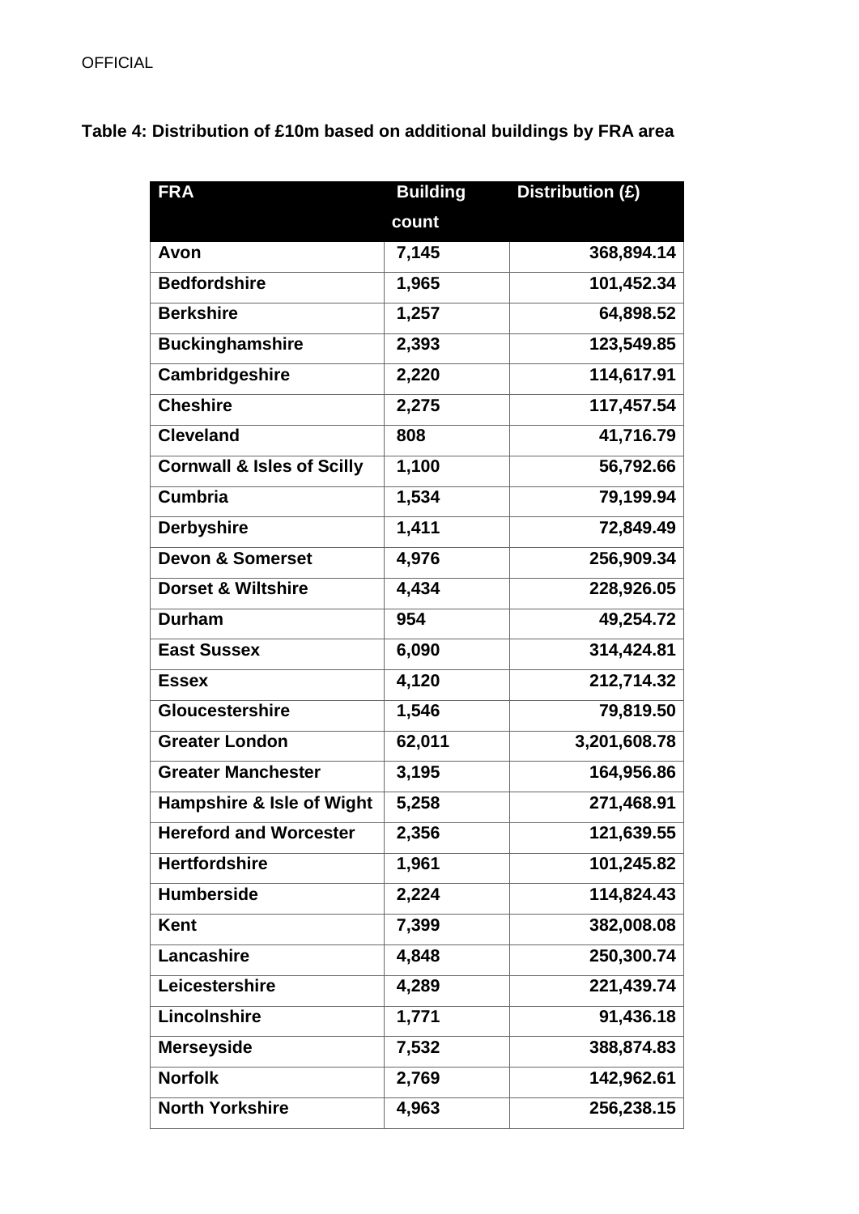**Table 4: Distribution of £10m based on additional buildings by FRA area**

| FRA | Building count | Distribution (£) |
|---|---|---|
| Avon | 7,145 | 368,894.14 |
| Bedfordshire | 1,965 | 101,452.34 |
| Berkshire | 1,257 | 64,898.52 |
| Buckinghamshire | 2,393 | 123,549.85 |
| Cambridgeshire | 2,220 | 114,617.91 |
| Cheshire | 2,275 | 117,457.54 |
| Cleveland | 808 | 41,716.79 |
| Cornwall & Isles of Scilly | 1,100 | 56,792.66 |
| Cumbria | 1,534 | 79,199.94 |
| Derbyshire | 1,411 | 72,849.49 |
| Devon & Somerset | 4,976 | 256,909.34 |
| Dorset & Wiltshire | 4,434 | 228,926.05 |
| Durham | 954 | 49,254.72 |
| East Sussex | 6,090 | 314,424.81 |
| Essex | 4,120 | 212,714.32 |
| Gloucestershire | 1,546 | 79,819.50 |
| Greater London | 62,011 | 3,201,608.78 |
| Greater Manchester | 3,195 | 164,956.86 |
| Hampshire & Isle of Wight | 5,258 | 271,468.91 |
| Hereford and Worcester | 2,356 | 121,639.55 |
| Hertfordshire | 1,961 | 101,245.82 |
| Humberside | 2,224 | 114,824.43 |
| Kent | 7,399 | 382,008.08 |
| Lancashire | 4,848 | 250,300.74 |
| Leicestershire | 4,289 | 221,439.74 |
| Lincolnshire | 1,771 | 91,436.18 |
| Merseyside | 7,532 | 388,874.83 |
| Norfolk | 2,769 | 142,962.61 |
| North Yorkshire | 4,963 | 256,238.15 |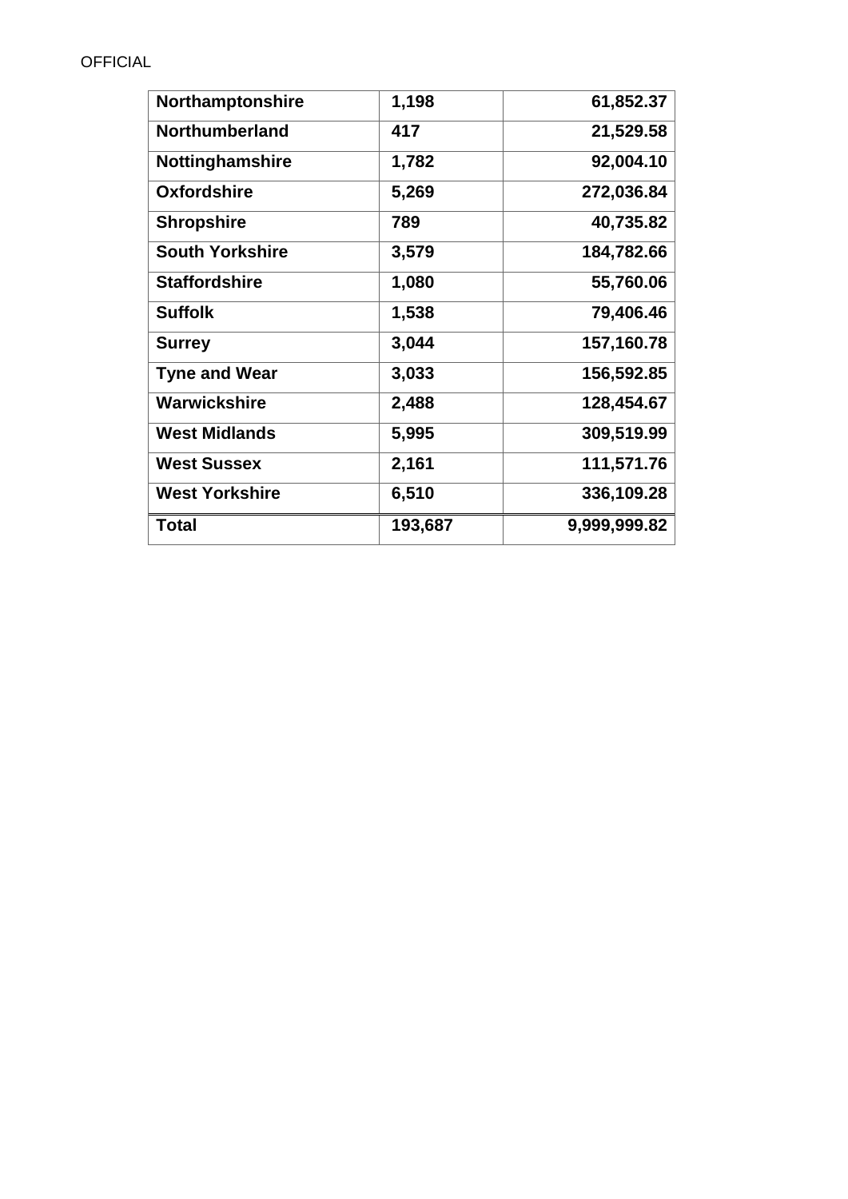OFFICIAL

| Northamptonshire | 1,198 | 61,852.37 |
|---|---|---|
| Northumberland | 417 | 21,529.58 |
| Nottinghamshire | 1,782 | 92,004.10 |
| Oxfordshire | 5,269 | 272,036.84 |
| Shropshire | 789 | 40,735.82 |
| South Yorkshire | 3,579 | 184,782.66 |
| Staffordshire | 1,080 | 55,760.06 |
| Suffolk | 1,538 | 79,406.46 |
| Surrey | 3,044 | 157,160.78 |
| Tyne and Wear | 3,033 | 156,592.85 |
| Warwickshire | 2,488 | 128,454.67 |
| West Midlands | 5,995 | 309,519.99 |
| West Sussex | 2,161 | 111,571.76 |
| West Yorkshire | 6,510 | 336,109.28 |
| **Total** | **193,687** | **9,999,999.82** |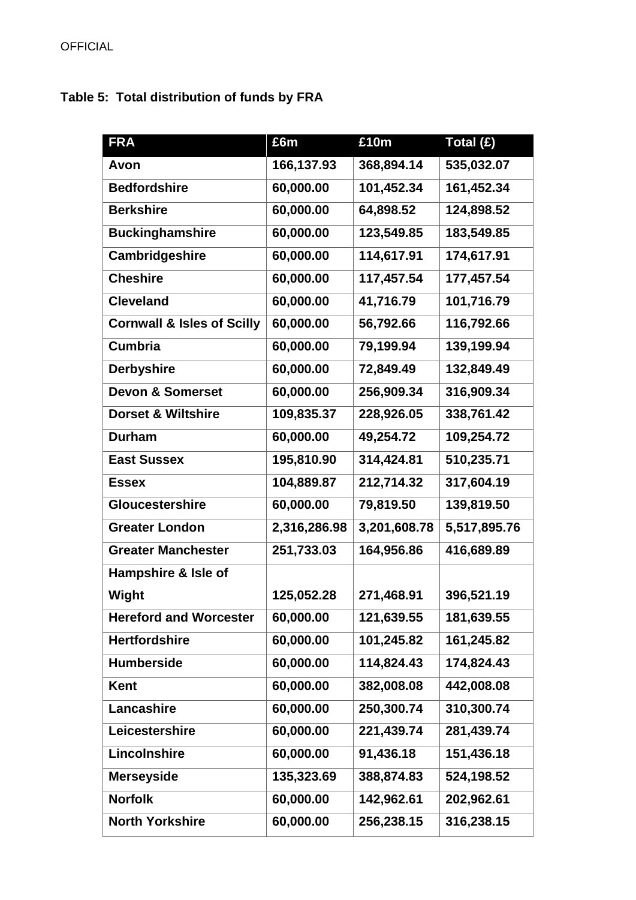**Table 5: Total distribution of funds by FRA**

| FRA | £6m | £10m | Total (£) |
|---|---|---|---|
| **Avon** | **166,137.93** | **368,894.14** | **535,032.07** |
| **Bedfordshire** | **60,000.00** | **101,452.34** | **161,452.34** |
| **Berkshire** | **60,000.00** | **64,898.52** | **124,898.52** |
| **Buckinghamshire** | **60,000.00** | **123,549.85** | **183,549.85** |
| **Cambridgeshire** | **60,000.00** | **114,617.91** | **174,617.91** |
| **Cheshire** | **60,000.00** | **117,457.54** | **177,457.54** |
| **Cleveland** | **60,000.00** | **41,716.79** | **101,716.79** |
| **Cornwall & Isles of Scilly** | **60,000.00** | **56,792.66** | **116,792.66** |
| **Cumbria** | **60,000.00** | **79,199.94** | **139,199.94** |
| **Derbyshire** | **60,000.00** | **72,849.49** | **132,849.49** |
| **Devon & Somerset** | **60,000.00** | **256,909.34** | **316,909.34** |
| **Dorset & Wiltshire** | **109,835.37** | **228,926.05** | **338,761.42** |
| **Durham** | **60,000.00** | **49,254.72** | **109,254.72** |
| **East Sussex** | **195,810.90** | **314,424.81** | **510,235.71** |
| **Essex** | **104,889.87** | **212,714.32** | **317,604.19** |
| **Gloucestershire** | **60,000.00** | **79,819.50** | **139,819.50** |
| **Greater London** | **2,316,286.98** | **3,201,608.78** | **5,517,895.76** |
| **Greater Manchester** | **251,733.03** | **164,956.86** | **416,689.89** |
| **Hampshire & Isle of Wight** | **125,052.28** | **271,468.91** | **396,521.19** |
| **Hereford and Worcester** | **60,000.00** | **121,639.55** | **181,639.55** |
| **Hertfordshire** | **60,000.00** | **101,245.82** | **161,245.82** |
| **Humberside** | **60,000.00** | **114,824.43** | **174,824.43** |
| **Kent** | **60,000.00** | **382,008.08** | **442,008.08** |
| **Lancashire** | **60,000.00** | **250,300.74** | **310,300.74** |
| **Leicestershire** | **60,000.00** | **221,439.74** | **281,439.74** |
| **Lincolnshire** | **60,000.00** | **91,436.18** | **151,436.18** |
| **Merseyside** | **135,323.69** | **388,874.83** | **524,198.52** |
| **Norfolk** | **60,000.00** | **142,962.61** | **202,962.61** |
| **North Yorkshire** | **60,000.00** | **256,238.15** | **316,238.15** |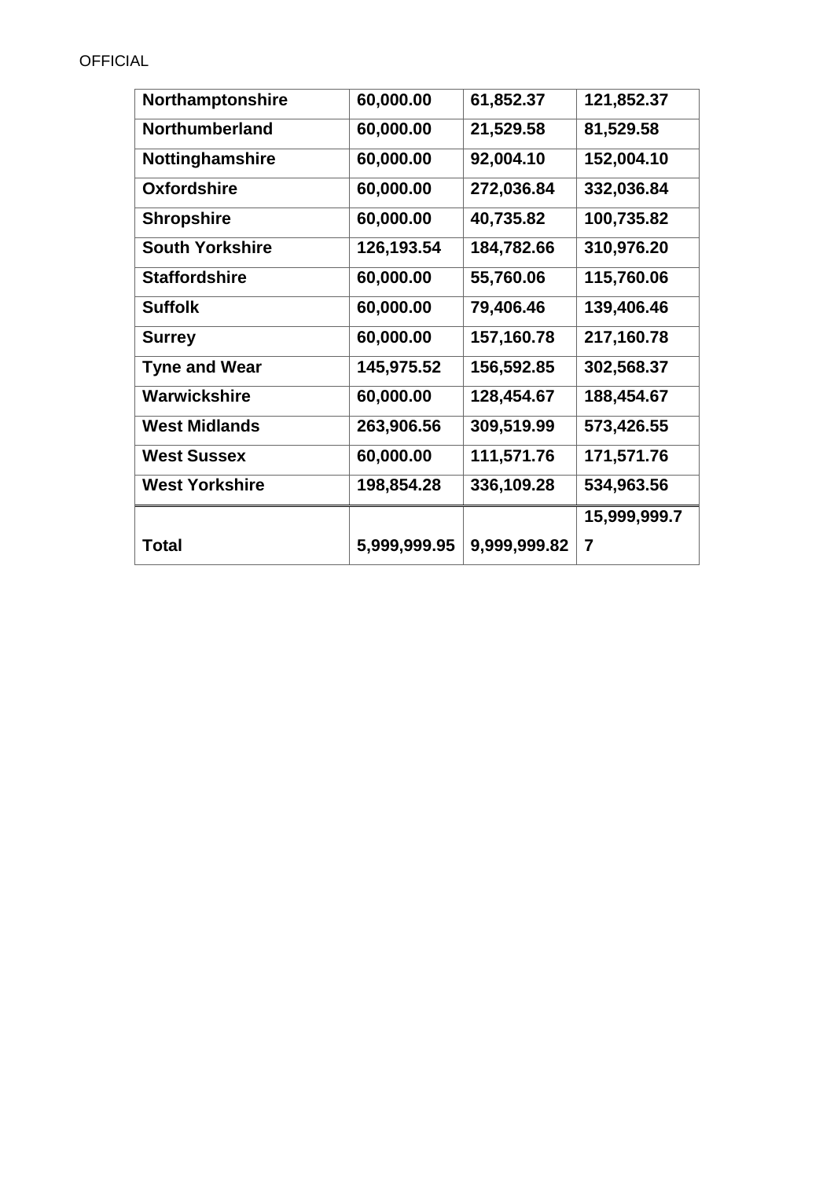| | | | |
|---|---|---|---|
| **Northamptonshire** | **60,000.00** | **61,852.37** | **121,852.37** |
| **Northumberland** | **60,000.00** | **21,529.58** | **81,529.58** |
| **Nottinghamshire** | **60,000.00** | **92,004.10** | **152,004.10** |
| **Oxfordshire** | **60,000.00** | **272,036.84** | **332,036.84** |
| **Shropshire** | **60,000.00** | **40,735.82** | **100,735.82** |
| **South Yorkshire** | **126,193.54** | **184,782.66** | **310,976.20** |
| **Staffordshire** | **60,000.00** | **55,760.06** | **115,760.06** |
| **Suffolk** | **60,000.00** | **79,406.46** | **139,406.46** |
| **Surrey** | **60,000.00** | **157,160.78** | **217,160.78** |
| **Tyne and Wear** | **145,975.52** | **156,592.85** | **302,568.37** |
| **Warwickshire** | **60,000.00** | **128,454.67** | **188,454.67** |
| **West Midlands** | **263,906.56** | **309,519.99** | **573,426.55** |
| **West Sussex** | **60,000.00** | **111,571.76** | **171,571.76** |
| **West Yorkshire** | **198,854.28** | **336,109.28** | **534,963.56** |
| **Total** | **5,999,999.95** | **9,999,999.82** | **15,999,999.77** |